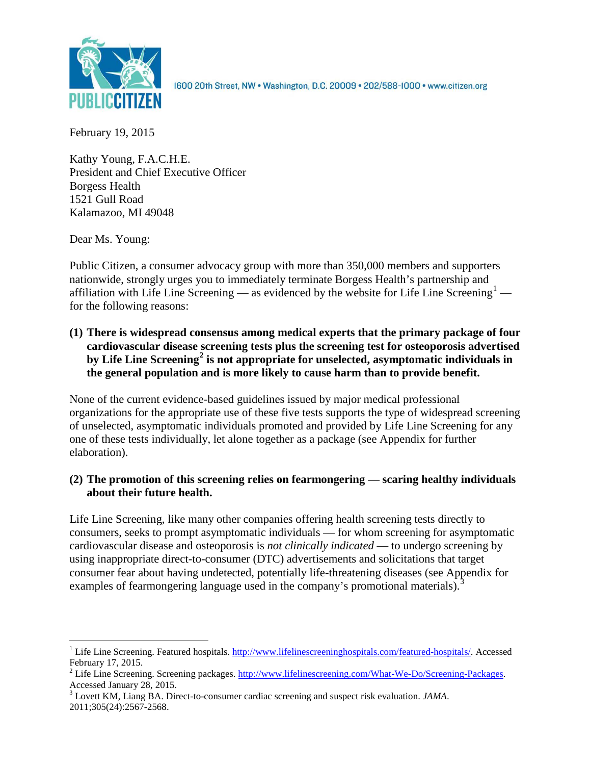1600 20th Street, NW • Washington, D.C. 20009 • 202/588-1000 • www.citizen.org

February 19, 2015

Kathy Young, F.A.C.H.E.
President and Chief Executive Officer
Borgess Health
1521 Gull Road
Kalamazoo, MI 49048

Dear Ms. Young:

Public Citizen, a consumer advocacy group with more than 350,000 members and supporters nationwide, strongly urges you to immediately terminate Borgess Health's partnership and affiliation with Life Line Screening — as evidenced by the website for Life Line Screening[1] — for the following reasons:

**(1) There is widespread consensus among medical experts that the primary package of four cardiovascular disease screening tests plus the screening test for osteoporosis advertised by Life Line Screening[2] is not appropriate for unselected, asymptomatic individuals in the general population and is more likely to cause harm than to provide benefit.**

None of the current evidence-based guidelines issued by major medical professional organizations for the appropriate use of these five tests supports the type of widespread screening of unselected, asymptomatic individuals promoted and provided by Life Line Screening for any one of these tests individually, let alone together as a package (see Appendix for further elaboration).

**(2) The promotion of this screening relies on fearmongering — scaring healthy individuals about their future health.**

Life Line Screening, like many other companies offering health screening tests directly to consumers, seeks to prompt asymptomatic individuals — for whom screening for asymptomatic cardiovascular disease and osteoporosis is *not clinically indicated* — to undergo screening by using inappropriate direct-to-consumer (DTC) advertisements and solicitations that target consumer fear about having undetected, potentially life-threatening diseases (see Appendix for examples of fearmongering language used in the company's promotional materials).[3]

---

[1] Life Line Screening. Featured hospitals. http://www.lifelinescreeninghospitals.com/featured-hospitals/. Accessed February 17, 2015.

[2] Life Line Screening. Screening packages. http://www.lifelinescreening.com/What-We-Do/Screening-Packages. Accessed January 28, 2015.

[3] Lovett KM, Liang BA. Direct-to-consumer cardiac screening and suspect risk evaluation. *JAMA*. 2011;305(24):2567-2568.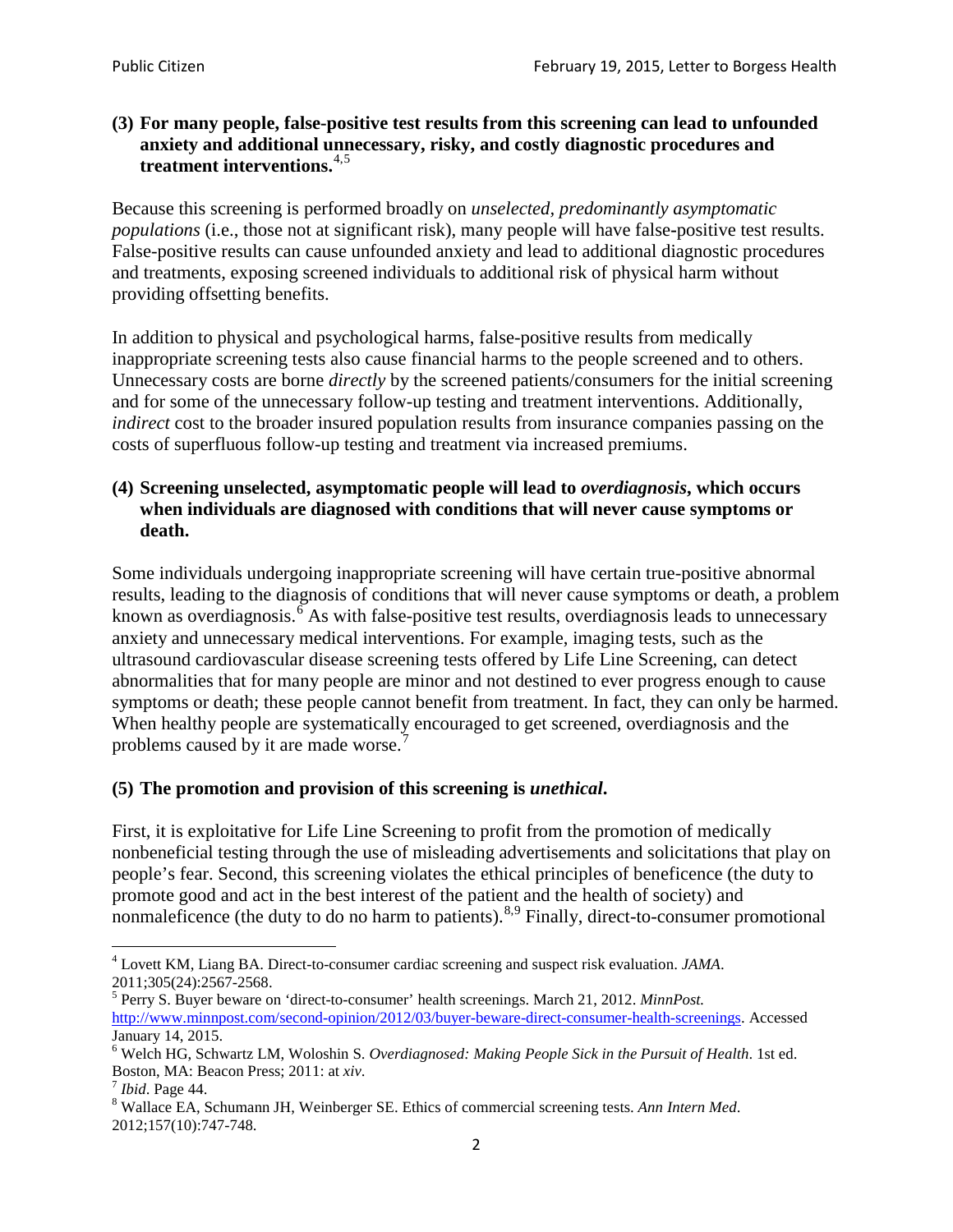**(3) For many people, false-positive test results from this screening can lead to unfounded anxiety and additional unnecessary, risky, and costly diagnostic procedures and treatment interventions.**[4,5]

Because this screening is performed broadly on *unselected, predominantly asymptomatic populations* (i.e., those not at significant risk), many people will have false-positive test results. False-positive results can cause unfounded anxiety and lead to additional diagnostic procedures and treatments, exposing screened individuals to additional risk of physical harm without providing offsetting benefits.

In addition to physical and psychological harms, false-positive results from medically inappropriate screening tests also cause financial harms to the people screened and to others. Unnecessary costs are borne *directly* by the screened patients/consumers for the initial screening and for some of the unnecessary follow-up testing and treatment interventions. Additionally, *indirect* cost to the broader insured population results from insurance companies passing on the costs of superfluous follow-up testing and treatment via increased premiums.

**(4) Screening unselected, asymptomatic people will lead to *overdiagnosis*, which occurs when individuals are diagnosed with conditions that will never cause symptoms or death.**

Some individuals undergoing inappropriate screening will have certain true-positive abnormal results, leading to the diagnosis of conditions that will never cause symptoms or death, a problem known as overdiagnosis.[6] As with false-positive test results, overdiagnosis leads to unnecessary anxiety and unnecessary medical interventions. For example, imaging tests, such as the ultrasound cardiovascular disease screening tests offered by Life Line Screening, can detect abnormalities that for many people are minor and not destined to ever progress enough to cause symptoms or death; these people cannot benefit from treatment. In fact, they can only be harmed. When healthy people are systematically encouraged to get screened, overdiagnosis and the problems caused by it are made worse.[7]

**(5) The promotion and provision of this screening is *unethical*.**

First, it is exploitative for Life Line Screening to profit from the promotion of medically nonbeneficial testing through the use of misleading advertisements and solicitations that play on people's fear. Second, this screening violates the ethical principles of beneficence (the duty to promote good and act in the best interest of the patient and the health of society) and nonmaleficence (the duty to do no harm to patients).[8,9] Finally, direct-to-consumer promotional

---

[4] Lovett KM, Liang BA. Direct-to-consumer cardiac screening and suspect risk evaluation. *JAMA*. 2011;305(24):2567-2568.

[5] Perry S. Buyer beware on 'direct-to-consumer' health screenings. March 21, 2012. *MinnPost.* http://www.minnpost.com/second-opinion/2012/03/buyer-beware-direct-consumer-health-screenings. Accessed January 14, 2015.

[6] Welch HG, Schwartz LM, Woloshin S. *Overdiagnosed: Making People Sick in the Pursuit of Health*. 1st ed. Boston, MA: Beacon Press; 2011: at *xiv*.

[7] *Ibid*. Page 44.

[8] Wallace EA, Schumann JH, Weinberger SE. Ethics of commercial screening tests. *Ann Intern Med*. 2012;157(10):747-748.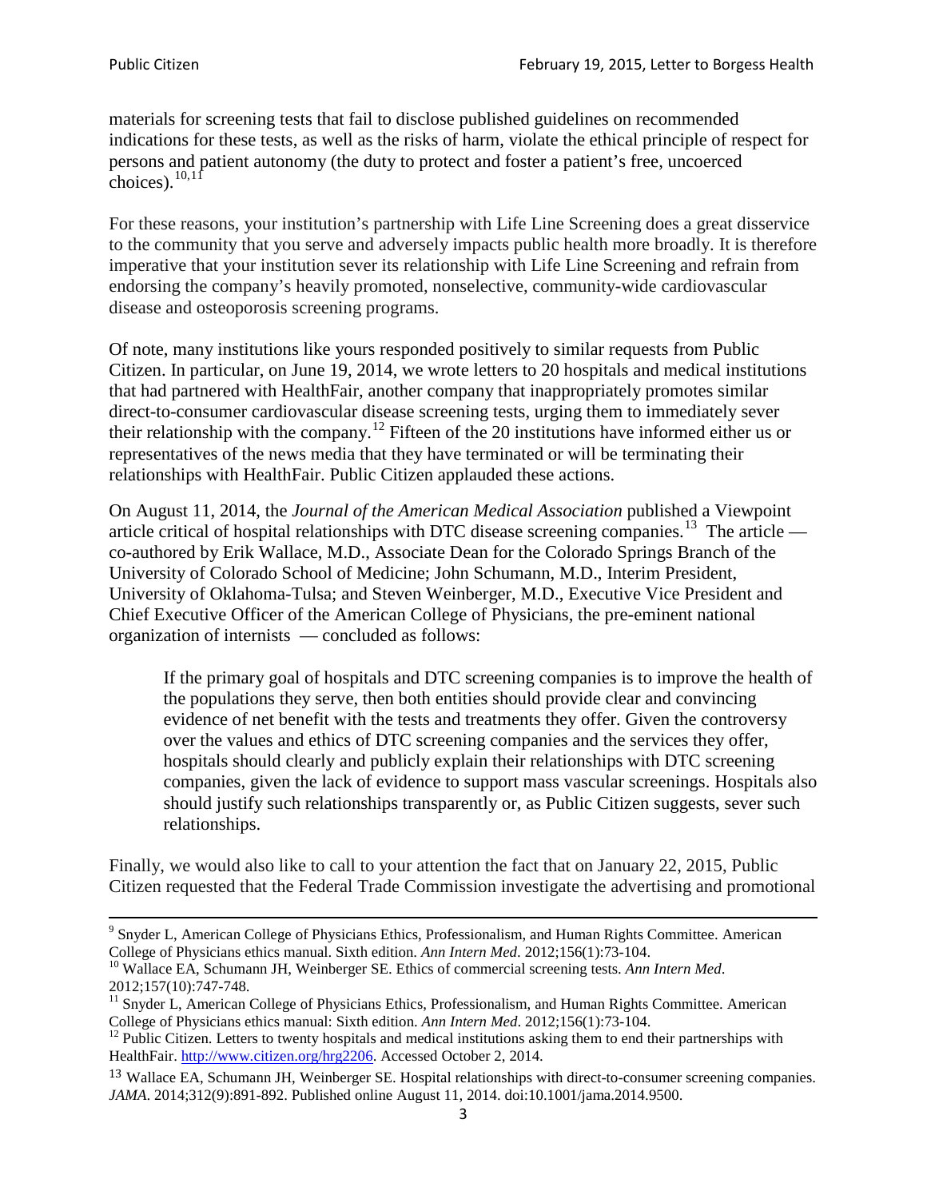materials for screening tests that fail to disclose published guidelines on recommended indications for these tests, as well as the risks of harm, violate the ethical principle of respect for persons and patient autonomy (the duty to protect and foster a patient's free, uncoerced choices).[10,11]

For these reasons, your institution's partnership with Life Line Screening does a great disservice to the community that you serve and adversely impacts public health more broadly. It is therefore imperative that your institution sever its relationship with Life Line Screening and refrain from endorsing the company's heavily promoted, nonselective, community-wide cardiovascular disease and osteoporosis screening programs.

Of note, many institutions like yours responded positively to similar requests from Public Citizen. In particular, on June 19, 2014, we wrote letters to 20 hospitals and medical institutions that had partnered with HealthFair, another company that inappropriately promotes similar direct-to-consumer cardiovascular disease screening tests, urging them to immediately sever their relationship with the company.[12] Fifteen of the 20 institutions have informed either us or representatives of the news media that they have terminated or will be terminating their relationships with HealthFair. Public Citizen applauded these actions.

On August 11, 2014, the *Journal of the American Medical Association* published a Viewpoint article critical of hospital relationships with DTC disease screening companies.[13] The article — co-authored by Erik Wallace, M.D., Associate Dean for the Colorado Springs Branch of the University of Colorado School of Medicine; John Schumann, M.D., Interim President, University of Oklahoma-Tulsa; and Steven Weinberger, M.D., Executive Vice President and Chief Executive Officer of the American College of Physicians, the pre-eminent national organization of internists — concluded as follows:

> If the primary goal of hospitals and DTC screening companies is to improve the health of the populations they serve, then both entities should provide clear and convincing evidence of net benefit with the tests and treatments they offer. Given the controversy over the values and ethics of DTC screening companies and the services they offer, hospitals should clearly and publicly explain their relationships with DTC screening companies, given the lack of evidence to support mass vascular screenings. Hospitals also should justify such relationships transparently or, as Public Citizen suggests, sever such relationships.

Finally, we would also like to call to your attention the fact that on January 22, 2015, Public Citizen requested that the Federal Trade Commission investigate the advertising and promotional

---

[9] Snyder L, American College of Physicians Ethics, Professionalism, and Human Rights Committee. American College of Physicians ethics manual. Sixth edition. *Ann Intern Med*. 2012;156(1):73-104.

[10] Wallace EA, Schumann JH, Weinberger SE. Ethics of commercial screening tests. *Ann Intern Med*. 2012;157(10):747-748.

[11] Snyder L, American College of Physicians Ethics, Professionalism, and Human Rights Committee. American College of Physicians ethics manual: Sixth edition. *Ann Intern Med*. 2012;156(1):73-104.

[12] Public Citizen. Letters to twenty hospitals and medical institutions asking them to end their partnerships with HealthFair. http://www.citizen.org/hrg2206. Accessed October 2, 2014.

[13] Wallace EA, Schumann JH, Weinberger SE. Hospital relationships with direct-to-consumer screening companies. *JAMA*. 2014;312(9):891-892. Published online August 11, 2014. doi:10.1001/jama.2014.9500.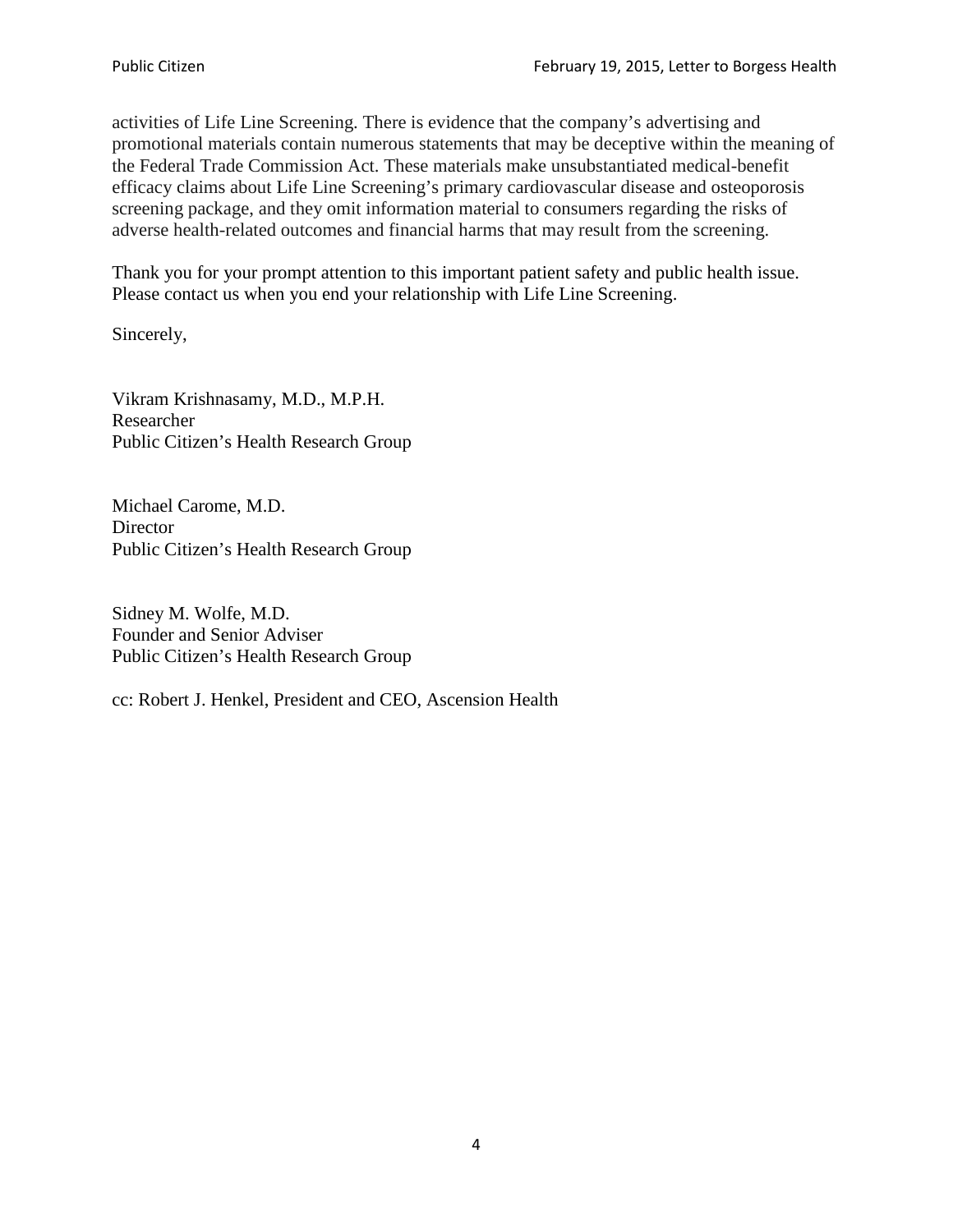activities of Life Line Screening. There is evidence that the company's advertising and promotional materials contain numerous statements that may be deceptive within the meaning of the Federal Trade Commission Act. These materials make unsubstantiated medical-benefit efficacy claims about Life Line Screening's primary cardiovascular disease and osteoporosis screening package, and they omit information material to consumers regarding the risks of adverse health-related outcomes and financial harms that may result from the screening.

Thank you for your prompt attention to this important patient safety and public health issue. Please contact us when you end your relationship with Life Line Screening.

Sincerely,

Vikram Krishnasamy, M.D., M.P.H.
Researcher
Public Citizen's Health Research Group

Michael Carome, M.D.
Director
Public Citizen's Health Research Group

Sidney M. Wolfe, M.D.
Founder and Senior Adviser
Public Citizen's Health Research Group

cc: Robert J. Henkel, President and CEO, Ascension Health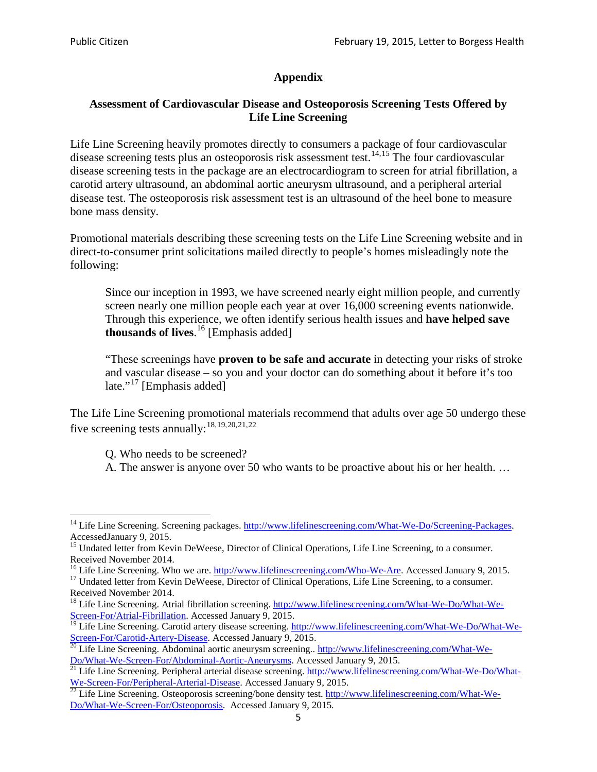## Appendix

### Assessment of Cardiovascular Disease and Osteoporosis Screening Tests Offered by Life Line Screening

Life Line Screening heavily promotes directly to consumers a package of four cardiovascular disease screening tests plus an osteoporosis risk assessment test.[14,15] The four cardiovascular disease screening tests in the package are an electrocardiogram to screen for atrial fibrillation, a carotid artery ultrasound, an abdominal aortic aneurysm ultrasound, and a peripheral arterial disease test. The osteoporosis risk assessment test is an ultrasound of the heel bone to measure bone mass density.

Promotional materials describing these screening tests on the Life Line Screening website and in direct-to-consumer print solicitations mailed directly to people's homes misleadingly note the following:

> Since our inception in 1993, we have screened nearly eight million people, and currently screen nearly one million people each year at over 16,000 screening events nationwide. Through this experience, we often identify serious health issues and **have helped save thousands of lives**.[16] [Emphasis added]
>
> "These screenings have **proven to be safe and accurate** in detecting your risks of stroke and vascular disease – so you and your doctor can do something about it before it's too late."[17] [Emphasis added]

The Life Line Screening promotional materials recommend that adults over age 50 undergo these five screening tests annually:[18,19,20,21,22]

> Q. Who needs to be screened?
> A. The answer is anyone over 50 who wants to be proactive about his or her health. …

---

[14] Life Line Screening. Screening packages. http://www.lifelinescreening.com/What-We-Do/Screening-Packages. AccessedJanuary 9, 2015.

[15] Undated letter from Kevin DeWeese, Director of Clinical Operations, Life Line Screening, to a consumer. Received November 2014.

[16] Life Line Screening. Who we are. http://www.lifelinescreening.com/Who-We-Are. Accessed January 9, 2015.

[17] Undated letter from Kevin DeWeese, Director of Clinical Operations, Life Line Screening, to a consumer. Received November 2014.

[18] Life Line Screening. Atrial fibrillation screening. http://www.lifelinescreening.com/What-We-Do/What-We-Screen-For/Atrial-Fibrillation. Accessed January 9, 2015.

[19] Life Line Screening. Carotid artery disease screening. http://www.lifelinescreening.com/What-We-Do/What-We-Screen-For/Carotid-Artery-Disease. Accessed January 9, 2015.

[20] Life Line Screening. Abdominal aortic aneurysm screening.. http://www.lifelinescreening.com/What-We-Do/What-We-Screen-For/Abdominal-Aortic-Aneurysms. Accessed January 9, 2015.

[21] Life Line Screening. Peripheral arterial disease screening. http://www.lifelinescreening.com/What-We-Do/What-We-Screen-For/Peripheral-Arterial-Disease. Accessed January 9, 2015.

[22] Life Line Screening. Osteoporosis screening/bone density test. http://www.lifelinescreening.com/What-We-Do/What-We-Screen-For/Osteoporosis. Accessed January 9, 2015.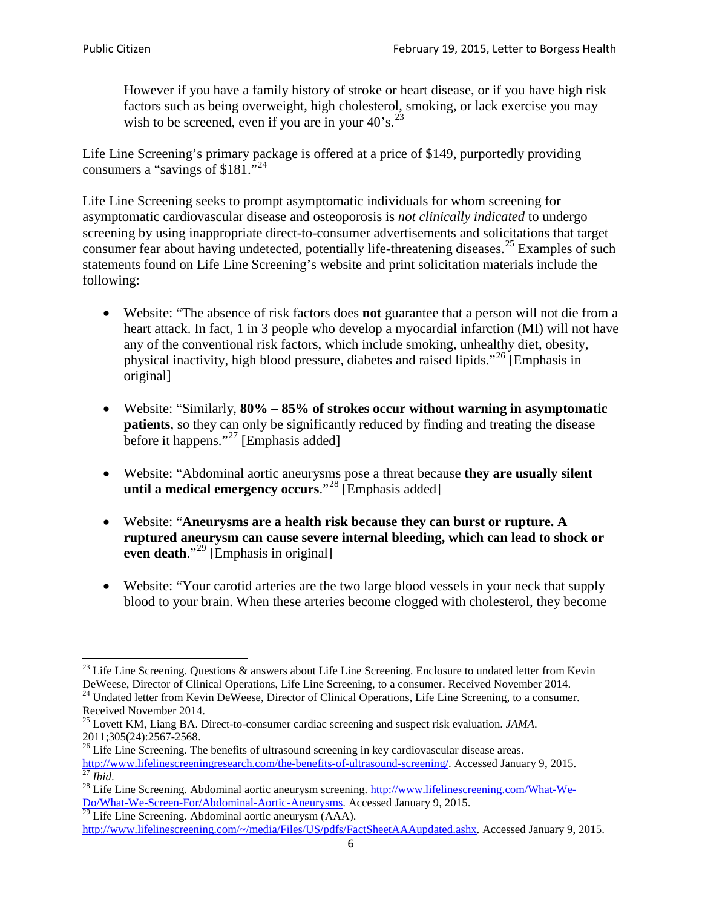> However if you have a family history of stroke or heart disease, or if you have high risk factors such as being overweight, high cholesterol, smoking, or lack exercise you may wish to be screened, even if you are in your 40's.[23]

Life Line Screening's primary package is offered at a price of $149, purportedly providing consumers a "savings of $181."[24]

Life Line Screening seeks to prompt asymptomatic individuals for whom screening for asymptomatic cardiovascular disease and osteoporosis is *not clinically indicated* to undergo screening by using inappropriate direct-to-consumer advertisements and solicitations that target consumer fear about having undetected, potentially life-threatening diseases.[25] Examples of such statements found on Life Line Screening's website and print solicitation materials include the following:

- Website: "The absence of risk factors does **not** guarantee that a person will not die from a heart attack. In fact, 1 in 3 people who develop a myocardial infarction (MI) will not have any of the conventional risk factors, which include smoking, unhealthy diet, obesity, physical inactivity, high blood pressure, diabetes and raised lipids."[26] [Emphasis in original]

- Website: "Similarly, **80% – 85% of strokes occur without warning in asymptomatic patients**, so they can only be significantly reduced by finding and treating the disease before it happens."[27] [Emphasis added]

- Website: "Abdominal aortic aneurysms pose a threat because **they are usually silent until a medical emergency occurs**."[28] [Emphasis added]

- Website: "**Aneurysms are a health risk because they can burst or rupture. A ruptured aneurysm can cause severe internal bleeding, which can lead to shock or even death**."[29] [Emphasis in original]

- Website: "Your carotid arteries are the two large blood vessels in your neck that supply blood to your brain. When these arteries become clogged with cholesterol, they become

---

[23] Life Line Screening. Questions & answers about Life Line Screening. Enclosure to undated letter from Kevin DeWeese, Director of Clinical Operations, Life Line Screening, to a consumer. Received November 2014.

[24] Undated letter from Kevin DeWeese, Director of Clinical Operations, Life Line Screening, to a consumer. Received November 2014.

[25] Lovett KM, Liang BA. Direct-to-consumer cardiac screening and suspect risk evaluation. *JAMA*. 2011;305(24):2567-2568.

[26] Life Line Screening. The benefits of ultrasound screening in key cardiovascular disease areas. http://www.lifelinescreeningresearch.com/the-benefits-of-ultrasound-screening/. Accessed January 9, 2015.

[27] *Ibid*.

[28] Life Line Screening. Abdominal aortic aneurysm screening. http://www.lifelinescreening.com/What-We-Do/What-We-Screen-For/Abdominal-Aortic-Aneurysms. Accessed January 9, 2015.

[29] Life Line Screening. Abdominal aortic aneurysm (AAA). http://www.lifelinescreening.com/~/media/Files/US/pdfs/FactSheetAAAupdated.ashx. Accessed January 9, 2015.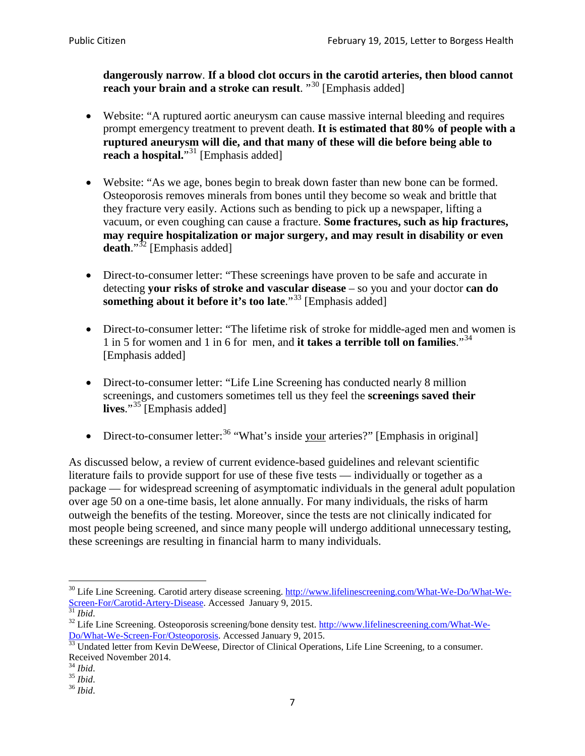**dangerously narrow**. **If a blood clot occurs in the carotid arteries, then blood cannot reach your brain and a stroke can result**. "[30] [Emphasis added]

- Website: "A ruptured aortic aneurysm can cause massive internal bleeding and requires prompt emergency treatment to prevent death. **It is estimated that 80% of people with a ruptured aneurysm will die, and that many of these will die before being able to reach a hospital.**"[31] [Emphasis added]

- Website: "As we age, bones begin to break down faster than new bone can be formed. Osteoporosis removes minerals from bones until they become so weak and brittle that they fracture very easily. Actions such as bending to pick up a newspaper, lifting a vacuum, or even coughing can cause a fracture. **Some fractures, such as hip fractures, may require hospitalization or major surgery, and may result in disability or even death**."[32] [Emphasis added]

- Direct-to-consumer letter: "These screenings have proven to be safe and accurate in detecting **your risks of stroke and vascular disease** – so you and your doctor **can do something about it before it's too late**."[33] [Emphasis added]

- Direct-to-consumer letter: "The lifetime risk of stroke for middle-aged men and women is 1 in 5 for women and 1 in 6 for men, and **it takes a terrible toll on families**."[34] [Emphasis added]

- Direct-to-consumer letter: "Life Line Screening has conducted nearly 8 million screenings, and customers sometimes tell us they feel the **screenings saved their lives**."[35] [Emphasis added]

- Direct-to-consumer letter:[36] "What's inside <u>your</u> arteries?" [Emphasis in original]

As discussed below, a review of current evidence-based guidelines and relevant scientific literature fails to provide support for use of these five tests — individually or together as a package — for widespread screening of asymptomatic individuals in the general adult population over age 50 on a one-time basis, let alone annually. For many individuals, the risks of harm outweigh the benefits of the testing. Moreover, since the tests are not clinically indicated for most people being screened, and since many people will undergo additional unnecessary testing, these screenings are resulting in financial harm to many individuals.

---

[30] Life Line Screening. Carotid artery disease screening. http://www.lifelinescreening.com/What-We-Do/What-We-Screen-For/Carotid-Artery-Disease. Accessed January 9, 2015.

[31] *Ibid*.

[32] Life Line Screening. Osteoporosis screening/bone density test. http://www.lifelinescreening.com/What-We-Do/What-We-Screen-For/Osteoporosis. Accessed January 9, 2015.

[33] Undated letter from Kevin DeWeese, Director of Clinical Operations, Life Line Screening, to a consumer. Received November 2014.

[34] *Ibid*.

[35] *Ibid*.

[36] *Ibid*.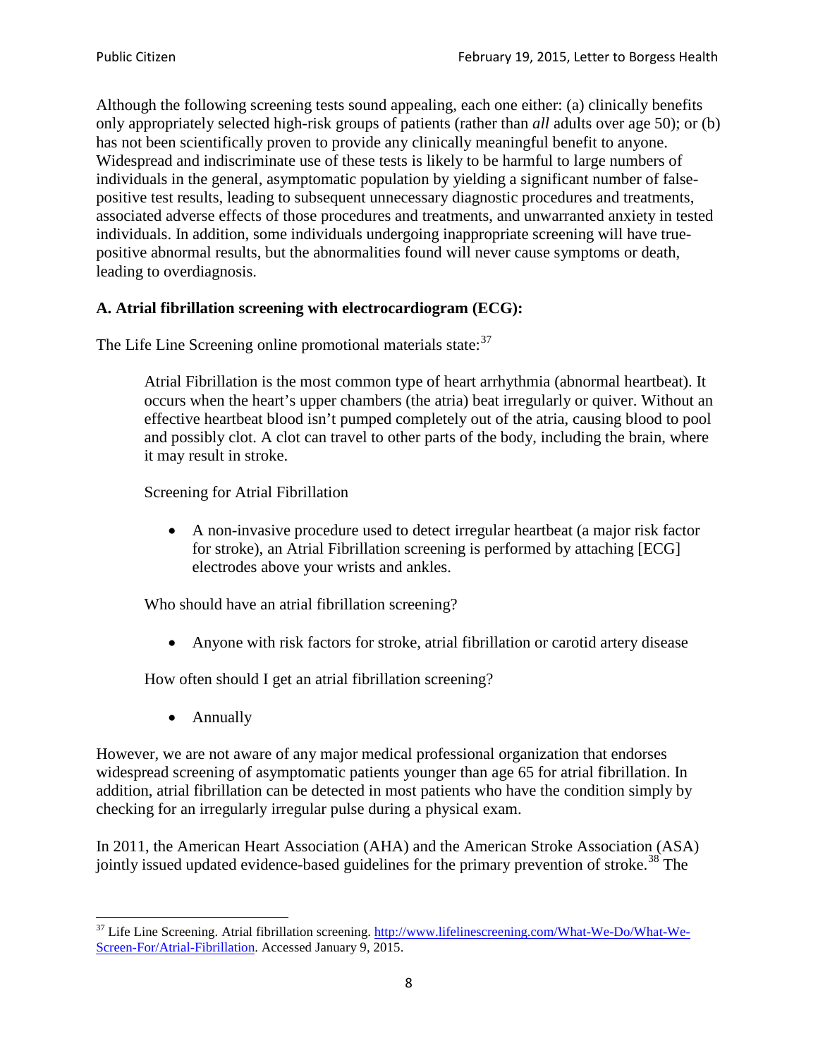Although the following screening tests sound appealing, each one either: (a) clinically benefits only appropriately selected high-risk groups of patients (rather than *all* adults over age 50); or (b) has not been scientifically proven to provide any clinically meaningful benefit to anyone. Widespread and indiscriminate use of these tests is likely to be harmful to large numbers of individuals in the general, asymptomatic population by yielding a significant number of false-positive test results, leading to subsequent unnecessary diagnostic procedures and treatments, associated adverse effects of those procedures and treatments, and unwarranted anxiety in tested individuals. In addition, some individuals undergoing inappropriate screening will have true-positive abnormal results, but the abnormalities found will never cause symptoms or death, leading to overdiagnosis.

### A. Atrial fibrillation screening with electrocardiogram (ECG):

The Life Line Screening online promotional materials state:[37]

> Atrial Fibrillation is the most common type of heart arrhythmia (abnormal heartbeat). It occurs when the heart's upper chambers (the atria) beat irregularly or quiver. Without an effective heartbeat blood isn't pumped completely out of the atria, causing blood to pool and possibly clot. A clot can travel to other parts of the body, including the brain, where it may result in stroke.
>
> Screening for Atrial Fibrillation
>
> - A non-invasive procedure used to detect irregular heartbeat (a major risk factor for stroke), an Atrial Fibrillation screening is performed by attaching [ECG] electrodes above your wrists and ankles.
>
> Who should have an atrial fibrillation screening?
>
> - Anyone with risk factors for stroke, atrial fibrillation or carotid artery disease
>
> How often should I get an atrial fibrillation screening?
>
> - Annually

However, we are not aware of any major medical professional organization that endorses widespread screening of asymptomatic patients younger than age 65 for atrial fibrillation. In addition, atrial fibrillation can be detected in most patients who have the condition simply by checking for an irregularly irregular pulse during a physical exam.

In 2011, the American Heart Association (AHA) and the American Stroke Association (ASA) jointly issued updated evidence-based guidelines for the primary prevention of stroke.[38] The

---

[37] Life Line Screening. Atrial fibrillation screening. http://www.lifelinescreening.com/What-We-Do/What-We-Screen-For/Atrial-Fibrillation. Accessed January 9, 2015.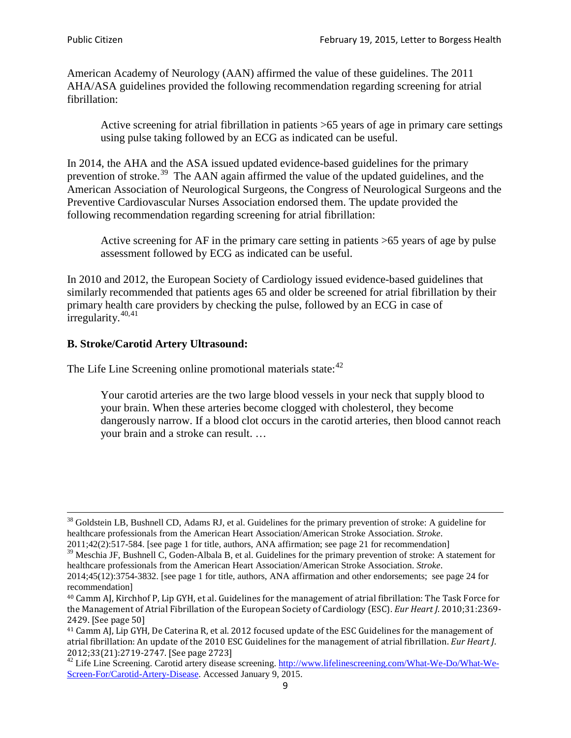American Academy of Neurology (AAN) affirmed the value of these guidelines. The 2011 AHA/ASA guidelines provided the following recommendation regarding screening for atrial fibrillation:

> Active screening for atrial fibrillation in patients >65 years of age in primary care settings using pulse taking followed by an ECG as indicated can be useful.

In 2014, the AHA and the ASA issued updated evidence-based guidelines for the primary prevention of stroke.[39] The AAN again affirmed the value of the updated guidelines, and the American Association of Neurological Surgeons, the Congress of Neurological Surgeons and the Preventive Cardiovascular Nurses Association endorsed them. The update provided the following recommendation regarding screening for atrial fibrillation:

> Active screening for AF in the primary care setting in patients >65 years of age by pulse assessment followed by ECG as indicated can be useful.

In 2010 and 2012, the European Society of Cardiology issued evidence-based guidelines that similarly recommended that patients ages 65 and older be screened for atrial fibrillation by their primary health care providers by checking the pulse, followed by an ECG in case of irregularity.[40,41]

### B. Stroke/Carotid Artery Ultrasound:

The Life Line Screening online promotional materials state:[42]

> Your carotid arteries are the two large blood vessels in your neck that supply blood to your brain. When these arteries become clogged with cholesterol, they become dangerously narrow. If a blood clot occurs in the carotid arteries, then blood cannot reach your brain and a stroke can result. …

---

[38] Goldstein LB, Bushnell CD, Adams RJ, et al. Guidelines for the primary prevention of stroke: A guideline for healthcare professionals from the American Heart Association/American Stroke Association. *Stroke*. 2011;42(2):517-584. [see page 1 for title, authors, ANA affirmation; see page 21 for recommendation]

[39] Meschia JF, Bushnell C, Goden-Albala B, et al. Guidelines for the primary prevention of stroke: A statement for healthcare professionals from the American Heart Association/American Stroke Association. *Stroke*. 2014;45(12):3754-3832. [see page 1 for title, authors, ANA affirmation and other endorsements; see page 24 for recommendation]

[40] Camm AJ, Kirchhof P, Lip GYH, et al. Guidelines for the management of atrial fibrillation: The Task Force for the Management of Atrial Fibrillation of the European Society of Cardiology (ESC). *Eur Heart J*. 2010;31:2369-2429. [See page 50]

[41] Camm AJ, Lip GYH, De Caterina R, et al. 2012 focused update of the ESC Guidelines for the management of atrial fibrillation: An update of the 2010 ESC Guidelines for the management of atrial fibrillation. *Eur Heart J*. 2012;33(21):2719-2747. [See page 2723]

[42] Life Line Screening. Carotid artery disease screening. http://www.lifelinescreening.com/What-We-Do/What-We-Screen-For/Carotid-Artery-Disease. Accessed January 9, 2015.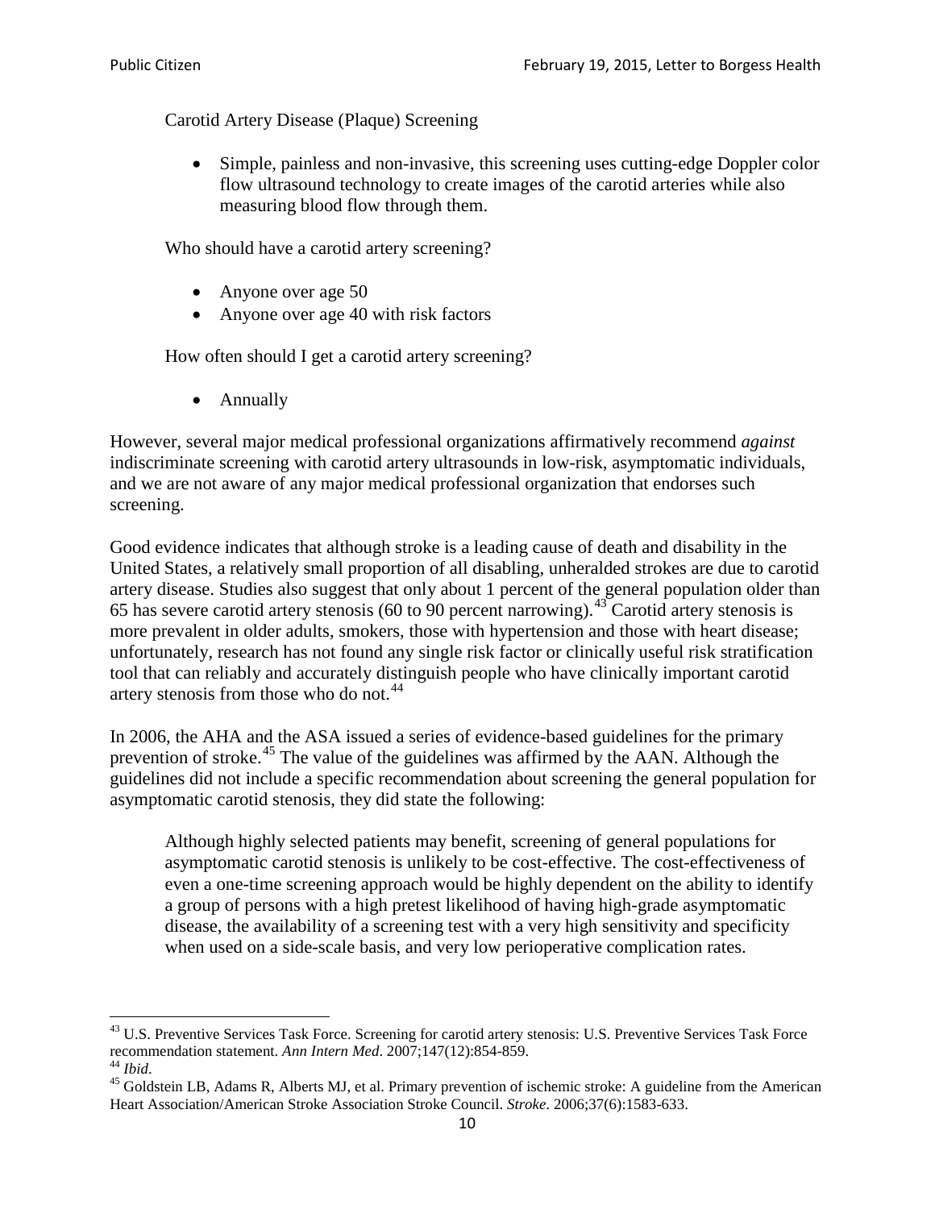Carotid Artery Disease (Plaque) Screening

- Simple, painless and non-invasive, this screening uses cutting-edge Doppler color flow ultrasound technology to create images of the carotid arteries while also measuring blood flow through them.

Who should have a carotid artery screening?

- Anyone over age 50
- Anyone over age 40 with risk factors

How often should I get a carotid artery screening?

- Annually

However, several major medical professional organizations affirmatively recommend *against* indiscriminate screening with carotid artery ultrasounds in low-risk, asymptomatic individuals, and we are not aware of any major medical professional organization that endorses such screening.

Good evidence indicates that although stroke is a leading cause of death and disability in the United States, a relatively small proportion of all disabling, unheralded strokes are due to carotid artery disease. Studies also suggest that only about 1 percent of the general population older than 65 has severe carotid artery stenosis (60 to 90 percent narrowing).[43] Carotid artery stenosis is more prevalent in older adults, smokers, those with hypertension and those with heart disease; unfortunately, research has not found any single risk factor or clinically useful risk stratification tool that can reliably and accurately distinguish people who have clinically important carotid artery stenosis from those who do not.[44]

In 2006, the AHA and the ASA issued a series of evidence-based guidelines for the primary prevention of stroke.[45] The value of the guidelines was affirmed by the AAN. Although the guidelines did not include a specific recommendation about screening the general population for asymptomatic carotid stenosis, they did state the following:

> Although highly selected patients may benefit, screening of general populations for asymptomatic carotid stenosis is unlikely to be cost-effective. The cost-effectiveness of even a one-time screening approach would be highly dependent on the ability to identify a group of persons with a high pretest likelihood of having high-grade asymptomatic disease, the availability of a screening test with a very high sensitivity and specificity when used on a side-scale basis, and very low perioperative complication rates.

---

[43] U.S. Preventive Services Task Force. Screening for carotid artery stenosis: U.S. Preventive Services Task Force recommendation statement. *Ann Intern Med*. 2007;147(12):854-859.

[44] *Ibid*.

[45] Goldstein LB, Adams R, Alberts MJ, et al. Primary prevention of ischemic stroke: A guideline from the American Heart Association/American Stroke Association Stroke Council. *Stroke*. 2006;37(6):1583-633.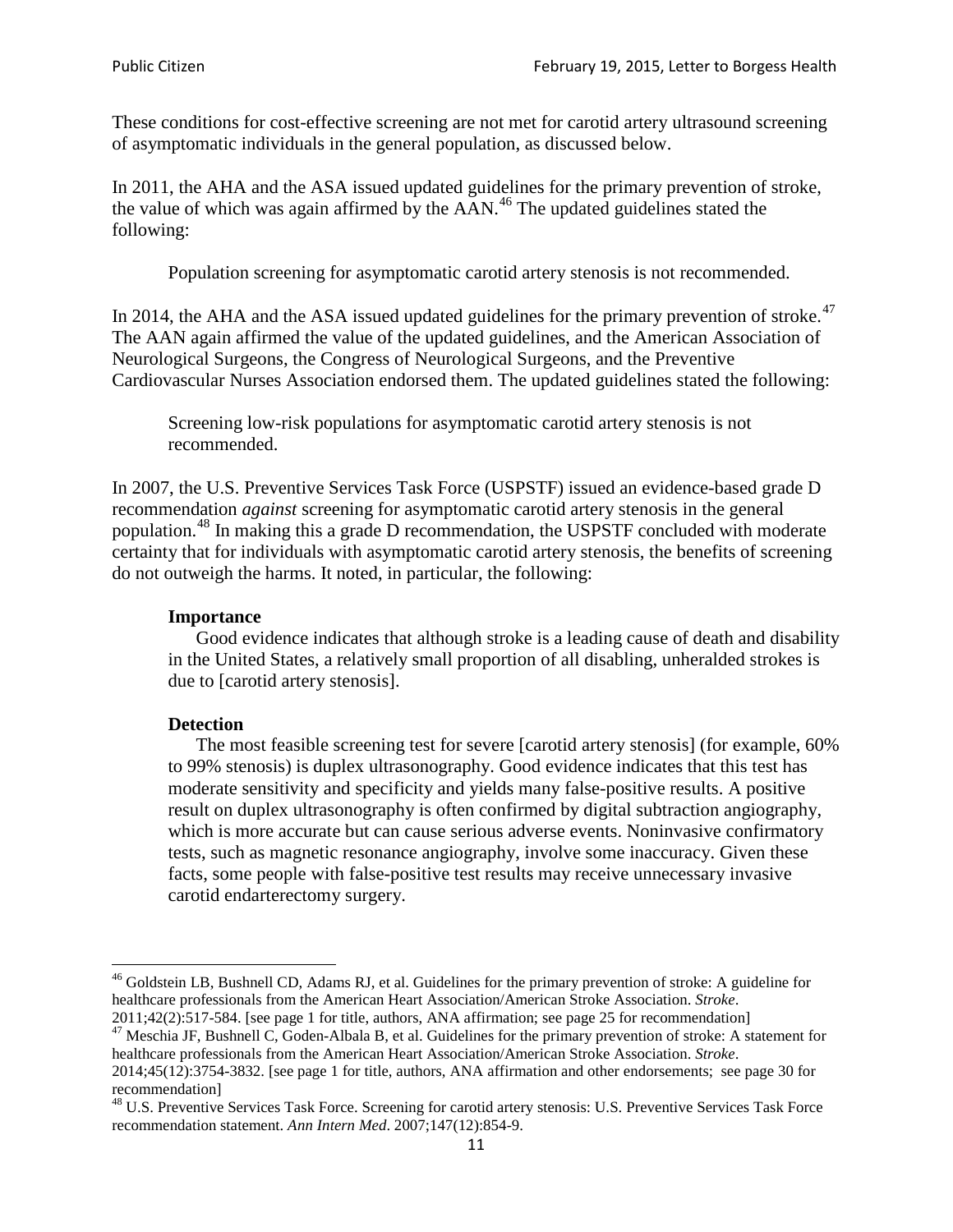These conditions for cost-effective screening are not met for carotid artery ultrasound screening of asymptomatic individuals in the general population, as discussed below.

In 2011, the AHA and the ASA issued updated guidelines for the primary prevention of stroke, the value of which was again affirmed by the AAN.[46] The updated guidelines stated the following:

> Population screening for asymptomatic carotid artery stenosis is not recommended.

In 2014, the AHA and the ASA issued updated guidelines for the primary prevention of stroke.[47] The AAN again affirmed the value of the updated guidelines, and the American Association of Neurological Surgeons, the Congress of Neurological Surgeons, and the Preventive Cardiovascular Nurses Association endorsed them. The updated guidelines stated the following:

> Screening low-risk populations for asymptomatic carotid artery stenosis is not recommended.

In 2007, the U.S. Preventive Services Task Force (USPSTF) issued an evidence-based grade D recommendation *against* screening for asymptomatic carotid artery stenosis in the general population.[48] In making this a grade D recommendation, the USPSTF concluded with moderate certainty that for individuals with asymptomatic carotid artery stenosis, the benefits of screening do not outweigh the harms. It noted, in particular, the following:

> **Importance**
>
> Good evidence indicates that although stroke is a leading cause of death and disability in the United States, a relatively small proportion of all disabling, unheralded strokes is due to [carotid artery stenosis].
>
> **Detection**
>
> The most feasible screening test for severe [carotid artery stenosis] (for example, 60% to 99% stenosis) is duplex ultrasonography. Good evidence indicates that this test has moderate sensitivity and specificity and yields many false-positive results. A positive result on duplex ultrasonography is often confirmed by digital subtraction angiography, which is more accurate but can cause serious adverse events. Noninvasive confirmatory tests, such as magnetic resonance angiography, involve some inaccuracy. Given these facts, some people with false-positive test results may receive unnecessary invasive carotid endarterectomy surgery.

---

[46] Goldstein LB, Bushnell CD, Adams RJ, et al. Guidelines for the primary prevention of stroke: A guideline for healthcare professionals from the American Heart Association/American Stroke Association. *Stroke*. 2011;42(2):517-584. [see page 1 for title, authors, ANA affirmation; see page 25 for recommendation]

[47] Meschia JF, Bushnell C, Goden-Albala B, et al. Guidelines for the primary prevention of stroke: A statement for healthcare professionals from the American Heart Association/American Stroke Association. *Stroke*. 2014;45(12):3754-3832. [see page 1 for title, authors, ANA affirmation and other endorsements; see page 30 for recommendation]

[48] U.S. Preventive Services Task Force. Screening for carotid artery stenosis: U.S. Preventive Services Task Force recommendation statement. *Ann Intern Med*. 2007;147(12):854-9.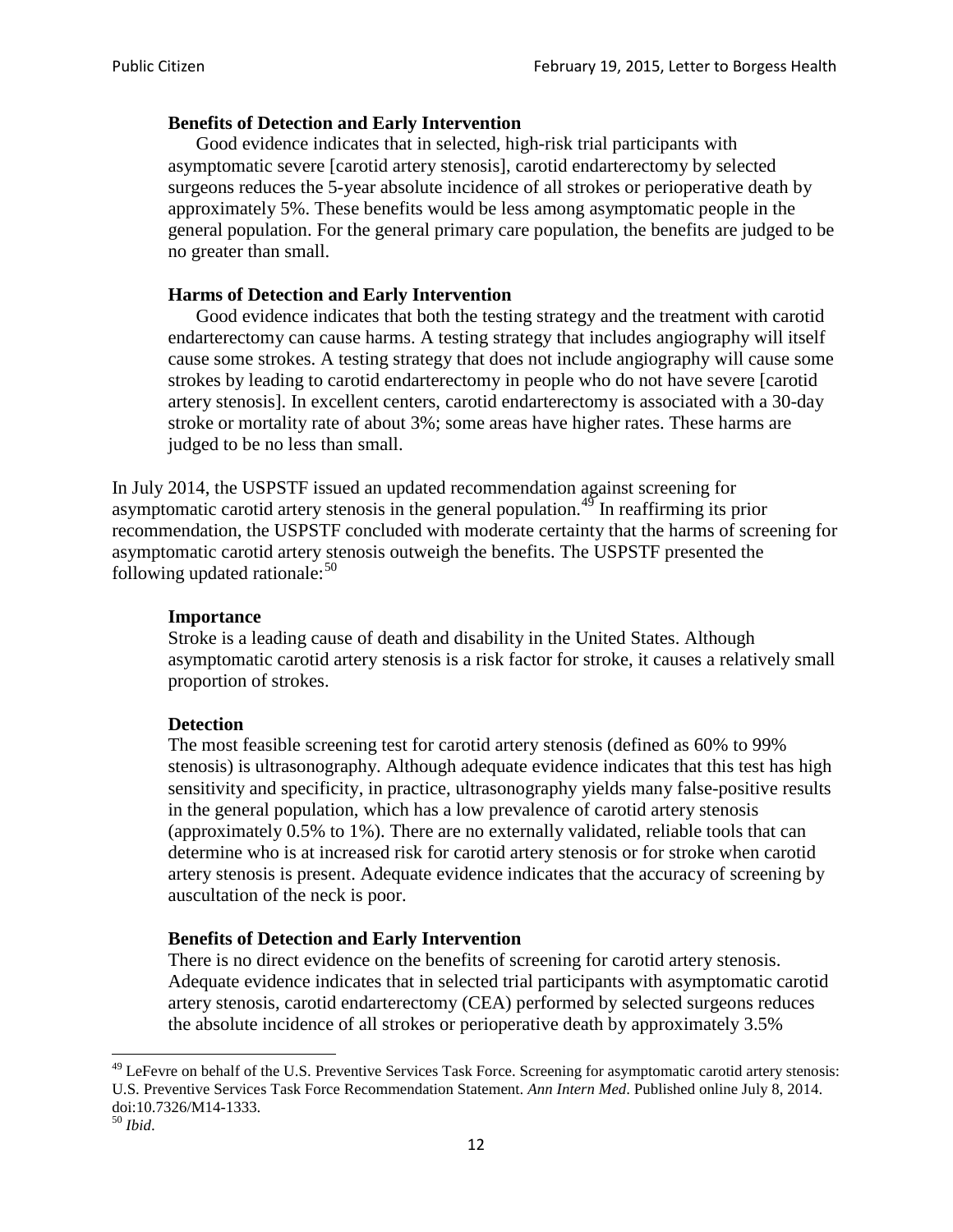> **Benefits of Detection and Early Intervention**
>
> Good evidence indicates that in selected, high-risk trial participants with asymptomatic severe [carotid artery stenosis], carotid endarterectomy by selected surgeons reduces the 5-year absolute incidence of all strokes or perioperative death by approximately 5%. These benefits would be less among asymptomatic people in the general population. For the general primary care population, the benefits are judged to be no greater than small.
>
> **Harms of Detection and Early Intervention**
>
> Good evidence indicates that both the testing strategy and the treatment with carotid endarterectomy can cause harms. A testing strategy that includes angiography will itself cause some strokes. A testing strategy that does not include angiography will cause some strokes by leading to carotid endarterectomy in people who do not have severe [carotid artery stenosis]. In excellent centers, carotid endarterectomy is associated with a 30-day stroke or mortality rate of about 3%; some areas have higher rates. These harms are judged to be no less than small.

In July 2014, the USPSTF issued an updated recommendation against screening for asymptomatic carotid artery stenosis in the general population.[49] In reaffirming its prior recommendation, the USPSTF concluded with moderate certainty that the harms of screening for asymptomatic carotid artery stenosis outweigh the benefits. The USPSTF presented the following updated rationale:[50]

> **Importance**
>
> Stroke is a leading cause of death and disability in the United States. Although asymptomatic carotid artery stenosis is a risk factor for stroke, it causes a relatively small proportion of strokes.
>
> **Detection**
>
> The most feasible screening test for carotid artery stenosis (defined as 60% to 99% stenosis) is ultrasonography. Although adequate evidence indicates that this test has high sensitivity and specificity, in practice, ultrasonography yields many false-positive results in the general population, which has a low prevalence of carotid artery stenosis (approximately 0.5% to 1%). There are no externally validated, reliable tools that can determine who is at increased risk for carotid artery stenosis or for stroke when carotid artery stenosis is present. Adequate evidence indicates that the accuracy of screening by auscultation of the neck is poor.
>
> **Benefits of Detection and Early Intervention**
>
> There is no direct evidence on the benefits of screening for carotid artery stenosis. Adequate evidence indicates that in selected trial participants with asymptomatic carotid artery stenosis, carotid endarterectomy (CEA) performed by selected surgeons reduces the absolute incidence of all strokes or perioperative death by approximately 3.5%

---

[49] LeFevre on behalf of the U.S. Preventive Services Task Force. Screening for asymptomatic carotid artery stenosis: U.S. Preventive Services Task Force Recommendation Statement. *Ann Intern Med*. Published online July 8, 2014. doi:10.7326/M14-1333.

[50] *Ibid*.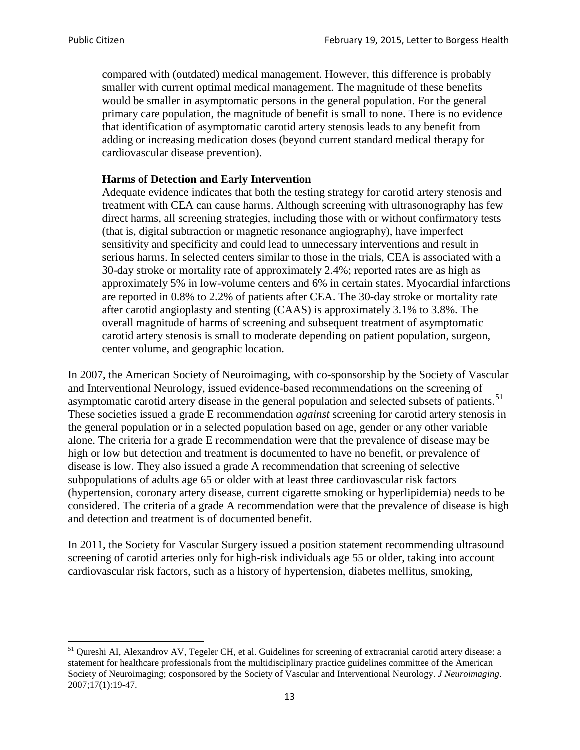> compared with (outdated) medical management. However, this difference is probably smaller with current optimal medical management. The magnitude of these benefits would be smaller in asymptomatic persons in the general population. For the general primary care population, the magnitude of benefit is small to none. There is no evidence that identification of asymptomatic carotid artery stenosis leads to any benefit from adding or increasing medication doses (beyond current standard medical therapy for cardiovascular disease prevention).
>
> **Harms of Detection and Early Intervention**
> Adequate evidence indicates that both the testing strategy for carotid artery stenosis and treatment with CEA can cause harms. Although screening with ultrasonography has few direct harms, all screening strategies, including those with or without confirmatory tests (that is, digital subtraction or magnetic resonance angiography), have imperfect sensitivity and specificity and could lead to unnecessary interventions and result in serious harms. In selected centers similar to those in the trials, CEA is associated with a 30-day stroke or mortality rate of approximately 2.4%; reported rates are as high as approximately 5% in low-volume centers and 6% in certain states. Myocardial infarctions are reported in 0.8% to 2.2% of patients after CEA. The 30-day stroke or mortality rate after carotid angioplasty and stenting (CAAS) is approximately 3.1% to 3.8%. The overall magnitude of harms of screening and subsequent treatment of asymptomatic carotid artery stenosis is small to moderate depending on patient population, surgeon, center volume, and geographic location.

In 2007, the American Society of Neuroimaging, with co-sponsorship by the Society of Vascular and Interventional Neurology, issued evidence-based recommendations on the screening of asymptomatic carotid artery disease in the general population and selected subsets of patients.[51] These societies issued a grade E recommendation *against* screening for carotid artery stenosis in the general population or in a selected population based on age, gender or any other variable alone. The criteria for a grade E recommendation were that the prevalence of disease may be high or low but detection and treatment is documented to have no benefit, or prevalence of disease is low. They also issued a grade A recommendation that screening of selective subpopulations of adults age 65 or older with at least three cardiovascular risk factors (hypertension, coronary artery disease, current cigarette smoking or hyperlipidemia) needs to be considered. The criteria of a grade A recommendation were that the prevalence of disease is high and detection and treatment is of documented benefit.

In 2011, the Society for Vascular Surgery issued a position statement recommending ultrasound screening of carotid arteries only for high-risk individuals age 55 or older, taking into account cardiovascular risk factors, such as a history of hypertension, diabetes mellitus, smoking,

---

[51] Qureshi AI, Alexandrov AV, Tegeler CH, et al. Guidelines for screening of extracranial carotid artery disease: a statement for healthcare professionals from the multidisciplinary practice guidelines committee of the American Society of Neuroimaging; cosponsored by the Society of Vascular and Interventional Neurology. *J Neuroimaging*. 2007;17(1):19-47.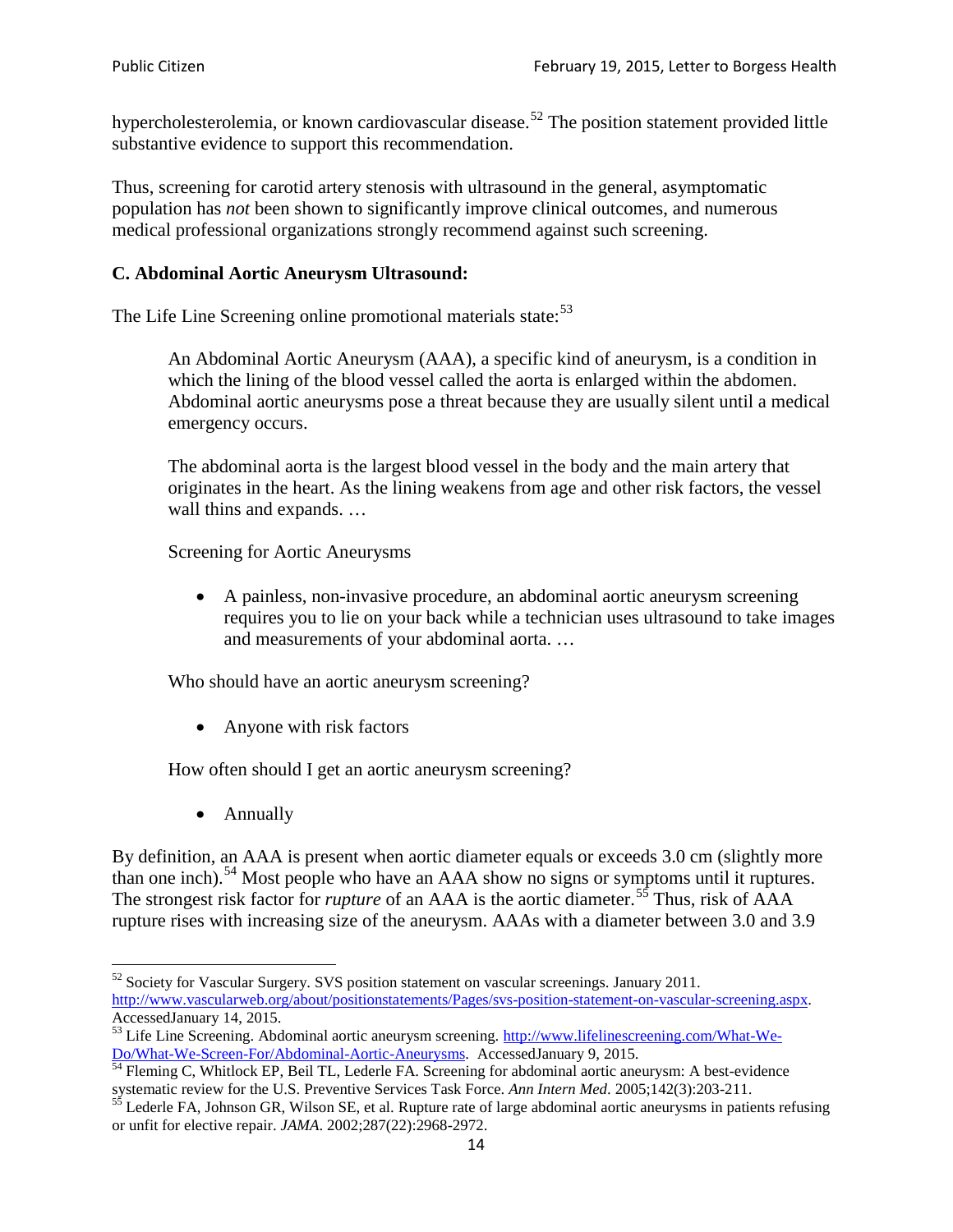hypercholesterolemia, or known cardiovascular disease.[52] The position statement provided little substantive evidence to support this recommendation.

Thus, screening for carotid artery stenosis with ultrasound in the general, asymptomatic population has *not* been shown to significantly improve clinical outcomes, and numerous medical professional organizations strongly recommend against such screening.

### C. Abdominal Aortic Aneurysm Ultrasound:

The Life Line Screening online promotional materials state:[53]

> An Abdominal Aortic Aneurysm (AAA), a specific kind of aneurysm, is a condition in which the lining of the blood vessel called the aorta is enlarged within the abdomen. Abdominal aortic aneurysms pose a threat because they are usually silent until a medical emergency occurs.
>
> The abdominal aorta is the largest blood vessel in the body and the main artery that originates in the heart. As the lining weakens from age and other risk factors, the vessel wall thins and expands. …
>
> Screening for Aortic Aneurysms
>
> - A painless, non-invasive procedure, an abdominal aortic aneurysm screening requires you to lie on your back while a technician uses ultrasound to take images and measurements of your abdominal aorta. …
>
> Who should have an aortic aneurysm screening?
>
> - Anyone with risk factors
>
> How often should I get an aortic aneurysm screening?
>
> - Annually

By definition, an AAA is present when aortic diameter equals or exceeds 3.0 cm (slightly more than one inch).[54] Most people who have an AAA show no signs or symptoms until it ruptures. The strongest risk factor for *rupture* of an AAA is the aortic diameter.[55] Thus, risk of AAA rupture rises with increasing size of the aneurysm. AAAs with a diameter between 3.0 and 3.9

---

[52] Society for Vascular Surgery. SVS position statement on vascular screenings. January 2011. http://www.vascularweb.org/about/positionstatements/Pages/svs-position-statement-on-vascular-screening.aspx. AccessedJanuary 14, 2015.

[53] Life Line Screening. Abdominal aortic aneurysm screening. http://www.lifelinescreening.com/What-We-Do/What-We-Screen-For/Abdominal-Aortic-Aneurysms. AccessedJanuary 9, 2015.

[54] Fleming C, Whitlock EP, Beil TL, Lederle FA. Screening for abdominal aortic aneurysm: A best-evidence systematic review for the U.S. Preventive Services Task Force. *Ann Intern Med*. 2005;142(3):203-211.

[55] Lederle FA, Johnson GR, Wilson SE, et al. Rupture rate of large abdominal aortic aneurysms in patients refusing or unfit for elective repair. *JAMA*. 2002;287(22):2968-2972.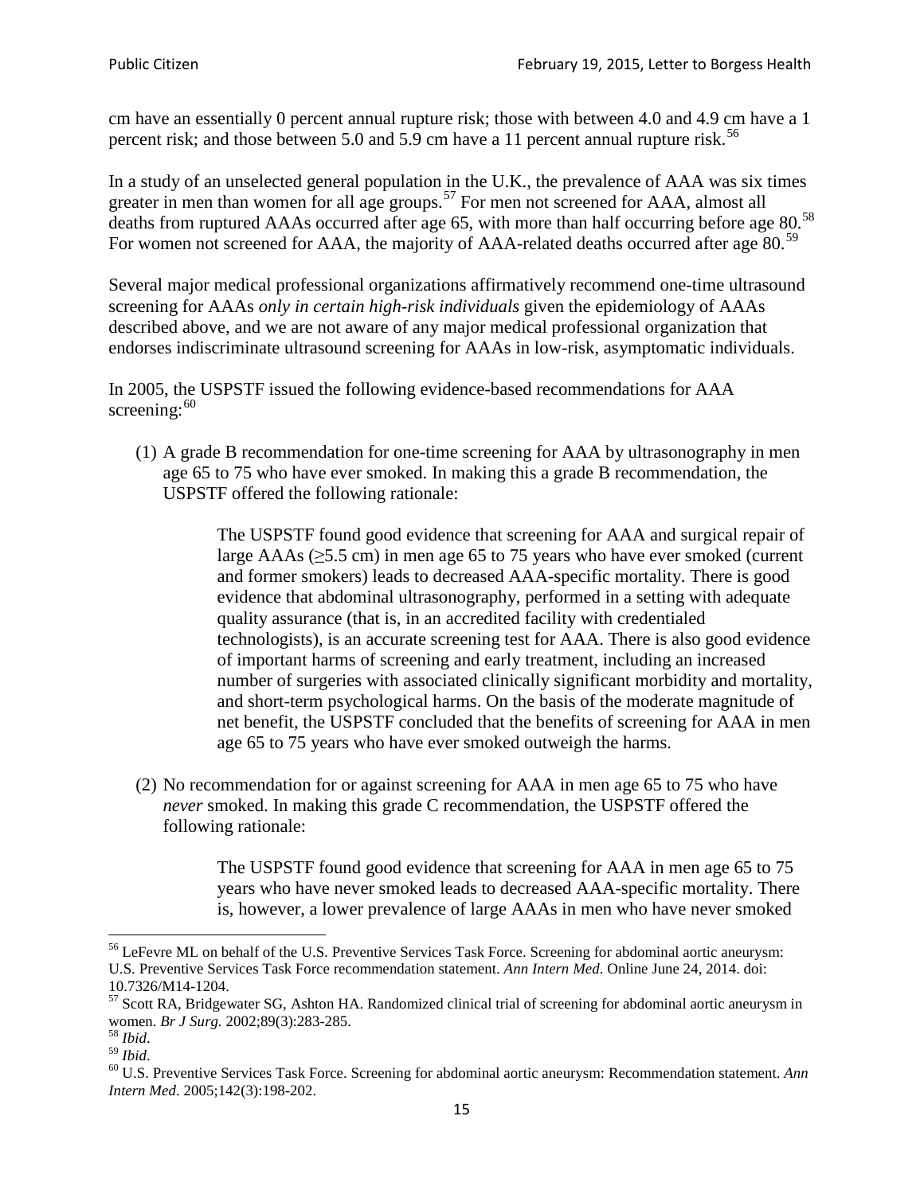cm have an essentially 0 percent annual rupture risk; those with between 4.0 and 4.9 cm have a 1 percent risk; and those between 5.0 and 5.9 cm have a 11 percent annual rupture risk.[56]

In a study of an unselected general population in the U.K., the prevalence of AAA was six times greater in men than women for all age groups.[57] For men not screened for AAA, almost all deaths from ruptured AAAs occurred after age 65, with more than half occurring before age 80.[58] For women not screened for AAA, the majority of AAA-related deaths occurred after age 80.[59]

Several major medical professional organizations affirmatively recommend one-time ultrasound screening for AAAs *only in certain high-risk individuals* given the epidemiology of AAAs described above, and we are not aware of any major medical professional organization that endorses indiscriminate ultrasound screening for AAAs in low-risk, asymptomatic individuals.

In 2005, the USPSTF issued the following evidence-based recommendations for AAA screening:[60]

(1) A grade B recommendation for one-time screening for AAA by ultrasonography in men age 65 to 75 who have ever smoked. In making this a grade B recommendation, the USPSTF offered the following rationale:

> The USPSTF found good evidence that screening for AAA and surgical repair of large AAAs (≥5.5 cm) in men age 65 to 75 years who have ever smoked (current and former smokers) leads to decreased AAA-specific mortality. There is good evidence that abdominal ultrasonography, performed in a setting with adequate quality assurance (that is, in an accredited facility with credentialed technologists), is an accurate screening test for AAA. There is also good evidence of important harms of screening and early treatment, including an increased number of surgeries with associated clinically significant morbidity and mortality, and short-term psychological harms. On the basis of the moderate magnitude of net benefit, the USPSTF concluded that the benefits of screening for AAA in men age 65 to 75 years who have ever smoked outweigh the harms.

(2) No recommendation for or against screening for AAA in men age 65 to 75 who have *never* smoked. In making this grade C recommendation, the USPSTF offered the following rationale:

> The USPSTF found good evidence that screening for AAA in men age 65 to 75 years who have never smoked leads to decreased AAA-specific mortality. There is, however, a lower prevalence of large AAAs in men who have never smoked

---

[56] LeFevre ML on behalf of the U.S. Preventive Services Task Force. Screening for abdominal aortic aneurysm: U.S. Preventive Services Task Force recommendation statement. *Ann Intern Med*. Online June 24, 2014. doi: 10.7326/M14-1204.

[57] Scott RA, Bridgewater SG, Ashton HA. Randomized clinical trial of screening for abdominal aortic aneurysm in women. *Br J Surg.* 2002;89(3):283-285.

[58] *Ibid*.

[59] *Ibid*.

[60] U.S. Preventive Services Task Force. Screening for abdominal aortic aneurysm: Recommendation statement. *Ann Intern Med*. 2005;142(3):198-202.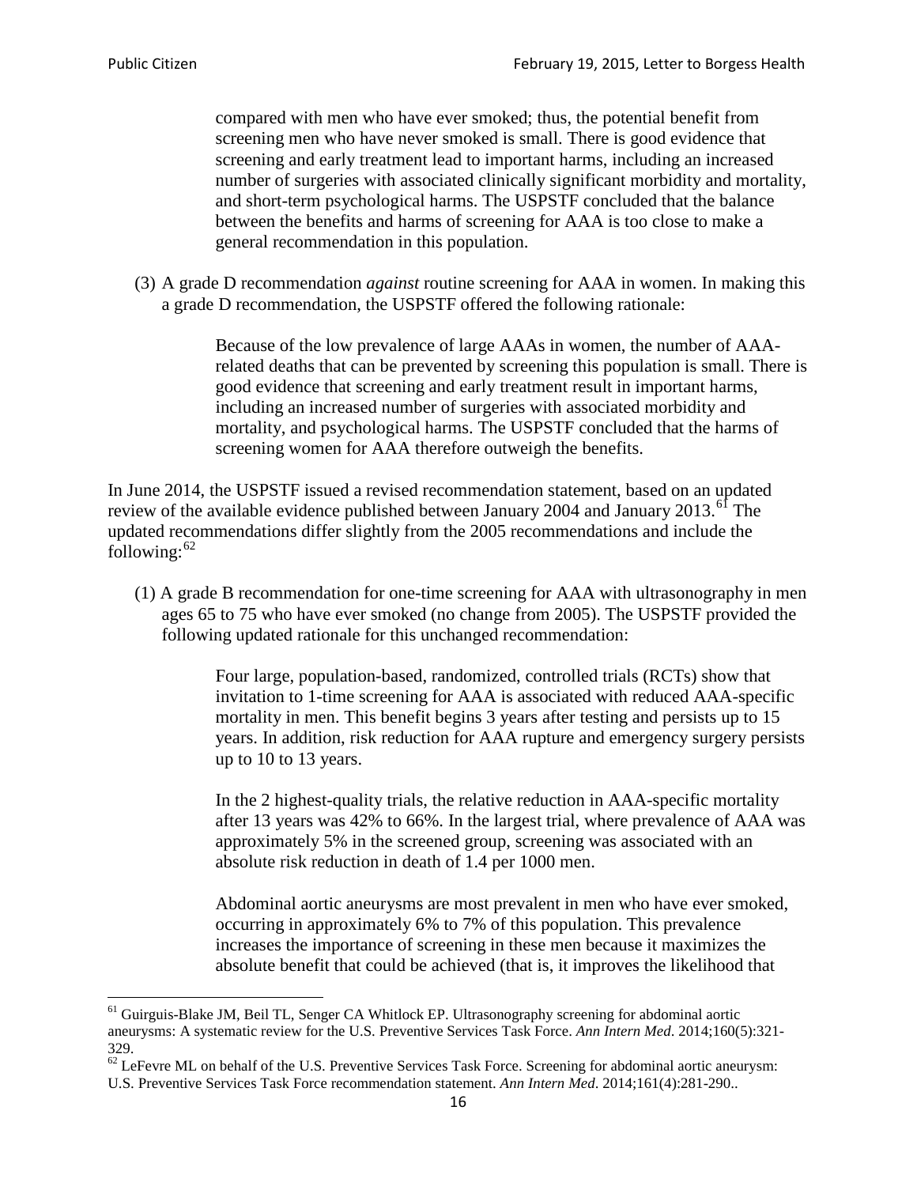> compared with men who have ever smoked; thus, the potential benefit from screening men who have never smoked is small. There is good evidence that screening and early treatment lead to important harms, including an increased number of surgeries with associated clinically significant morbidity and mortality, and short-term psychological harms. The USPSTF concluded that the balance between the benefits and harms of screening for AAA is too close to make a general recommendation in this population.

(3) A grade D recommendation *against* routine screening for AAA in women. In making this a grade D recommendation, the USPSTF offered the following rationale:

> Because of the low prevalence of large AAAs in women, the number of AAA-related deaths that can be prevented by screening this population is small. There is good evidence that screening and early treatment result in important harms, including an increased number of surgeries with associated morbidity and mortality, and psychological harms. The USPSTF concluded that the harms of screening women for AAA therefore outweigh the benefits.

In June 2014, the USPSTF issued a revised recommendation statement, based on an updated review of the available evidence published between January 2004 and January 2013.[61] The updated recommendations differ slightly from the 2005 recommendations and include the following:[62]

(1) A grade B recommendation for one-time screening for AAA with ultrasonography in men ages 65 to 75 who have ever smoked (no change from 2005). The USPSTF provided the following updated rationale for this unchanged recommendation:

> Four large, population-based, randomized, controlled trials (RCTs) show that invitation to 1-time screening for AAA is associated with reduced AAA-specific mortality in men. This benefit begins 3 years after testing and persists up to 15 years. In addition, risk reduction for AAA rupture and emergency surgery persists up to 10 to 13 years.
>
> In the 2 highest-quality trials, the relative reduction in AAA-specific mortality after 13 years was 42% to 66%. In the largest trial, where prevalence of AAA was approximately 5% in the screened group, screening was associated with an absolute risk reduction in death of 1.4 per 1000 men.
>
> Abdominal aortic aneurysms are most prevalent in men who have ever smoked, occurring in approximately 6% to 7% of this population. This prevalence increases the importance of screening in these men because it maximizes the absolute benefit that could be achieved (that is, it improves the likelihood that

---

[61] Guirguis-Blake JM, Beil TL, Senger CA Whitlock EP. Ultrasonography screening for abdominal aortic aneurysms: A systematic review for the U.S. Preventive Services Task Force. *Ann Intern Med*. 2014;160(5):321-329.

[62] LeFevre ML on behalf of the U.S. Preventive Services Task Force. Screening for abdominal aortic aneurysm: U.S. Preventive Services Task Force recommendation statement. *Ann Intern Med*. 2014;161(4):281-290..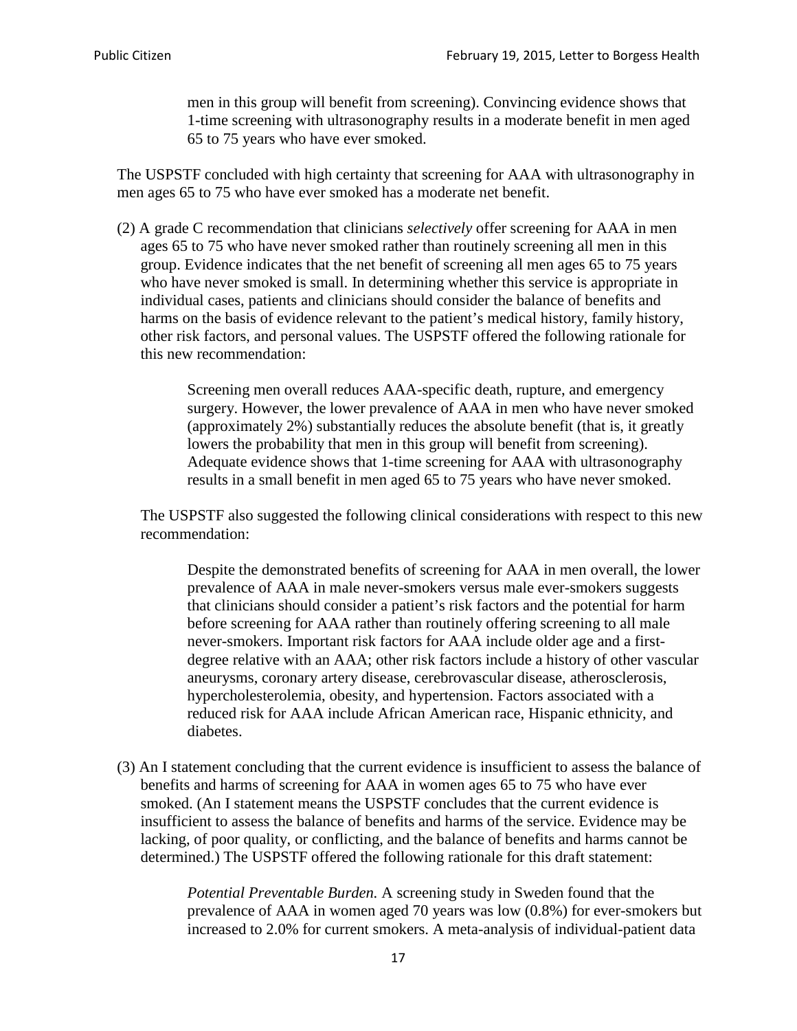> men in this group will benefit from screening). Convincing evidence shows that 1-time screening with ultrasonography results in a moderate benefit in men aged 65 to 75 years who have ever smoked.

The USPSTF concluded with high certainty that screening for AAA with ultrasonography in men ages 65 to 75 who have ever smoked has a moderate net benefit.

(2) A grade C recommendation that clinicians *selectively* offer screening for AAA in men ages 65 to 75 who have never smoked rather than routinely screening all men in this group. Evidence indicates that the net benefit of screening all men ages 65 to 75 years who have never smoked is small. In determining whether this service is appropriate in individual cases, patients and clinicians should consider the balance of benefits and harms on the basis of evidence relevant to the patient's medical history, family history, other risk factors, and personal values. The USPSTF offered the following rationale for this new recommendation:

> Screening men overall reduces AAA-specific death, rupture, and emergency surgery. However, the lower prevalence of AAA in men who have never smoked (approximately 2%) substantially reduces the absolute benefit (that is, it greatly lowers the probability that men in this group will benefit from screening). Adequate evidence shows that 1-time screening for AAA with ultrasonography results in a small benefit in men aged 65 to 75 years who have never smoked.

The USPSTF also suggested the following clinical considerations with respect to this new recommendation:

> Despite the demonstrated benefits of screening for AAA in men overall, the lower prevalence of AAA in male never-smokers versus male ever-smokers suggests that clinicians should consider a patient's risk factors and the potential for harm before screening for AAA rather than routinely offering screening to all male never-smokers. Important risk factors for AAA include older age and a first-degree relative with an AAA; other risk factors include a history of other vascular aneurysms, coronary artery disease, cerebrovascular disease, atherosclerosis, hypercholesterolemia, obesity, and hypertension. Factors associated with a reduced risk for AAA include African American race, Hispanic ethnicity, and diabetes.

(3) An I statement concluding that the current evidence is insufficient to assess the balance of benefits and harms of screening for AAA in women ages 65 to 75 who have ever smoked. (An I statement means the USPSTF concludes that the current evidence is insufficient to assess the balance of benefits and harms of the service. Evidence may be lacking, of poor quality, or conflicting, and the balance of benefits and harms cannot be determined.) The USPSTF offered the following rationale for this draft statement:

> *Potential Preventable Burden.* A screening study in Sweden found that the prevalence of AAA in women aged 70 years was low (0.8%) for ever-smokers but increased to 2.0% for current smokers. A meta-analysis of individual-patient data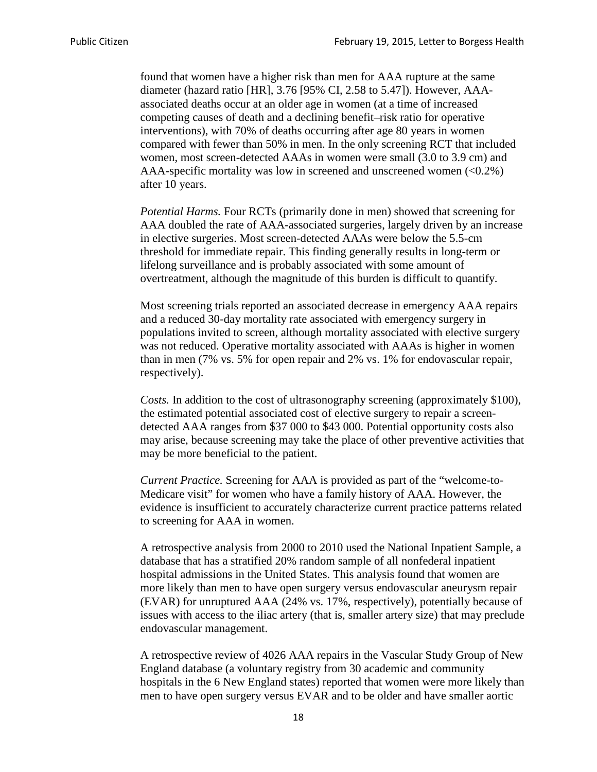found that women have a higher risk than men for AAA rupture at the same diameter (hazard ratio [HR], 3.76 [95% CI, 2.58 to 5.47]). However, AAA-associated deaths occur at an older age in women (at a time of increased competing causes of death and a declining benefit–risk ratio for operative interventions), with 70% of deaths occurring after age 80 years in women compared with fewer than 50% in men. In the only screening RCT that included women, most screen-detected AAAs in women were small (3.0 to 3.9 cm) and AAA-specific mortality was low in screened and unscreened women (<0.2%) after 10 years.

*Potential Harms.* Four RCTs (primarily done in men) showed that screening for AAA doubled the rate of AAA-associated surgeries, largely driven by an increase in elective surgeries. Most screen-detected AAAs were below the 5.5-cm threshold for immediate repair. This finding generally results in long-term or lifelong surveillance and is probably associated with some amount of overtreatment, although the magnitude of this burden is difficult to quantify.

Most screening trials reported an associated decrease in emergency AAA repairs and a reduced 30-day mortality rate associated with emergency surgery in populations invited to screen, although mortality associated with elective surgery was not reduced. Operative mortality associated with AAAs is higher in women than in men (7% vs. 5% for open repair and 2% vs. 1% for endovascular repair, respectively).

*Costs.* In addition to the cost of ultrasonography screening (approximately $100), the estimated potential associated cost of elective surgery to repair a screen-detected AAA ranges from $37 000 to $43 000. Potential opportunity costs also may arise, because screening may take the place of other preventive activities that may be more beneficial to the patient.

*Current Practice.* Screening for AAA is provided as part of the "welcome-to-Medicare visit" for women who have a family history of AAA. However, the evidence is insufficient to accurately characterize current practice patterns related to screening for AAA in women.

A retrospective analysis from 2000 to 2010 used the National Inpatient Sample, a database that has a stratified 20% random sample of all nonfederal inpatient hospital admissions in the United States. This analysis found that women are more likely than men to have open surgery versus endovascular aneurysm repair (EVAR) for unruptured AAA (24% vs. 17%, respectively), potentially because of issues with access to the iliac artery (that is, smaller artery size) that may preclude endovascular management.

A retrospective review of 4026 AAA repairs in the Vascular Study Group of New England database (a voluntary registry from 30 academic and community hospitals in the 6 New England states) reported that women were more likely than men to have open surgery versus EVAR and to be older and have smaller aortic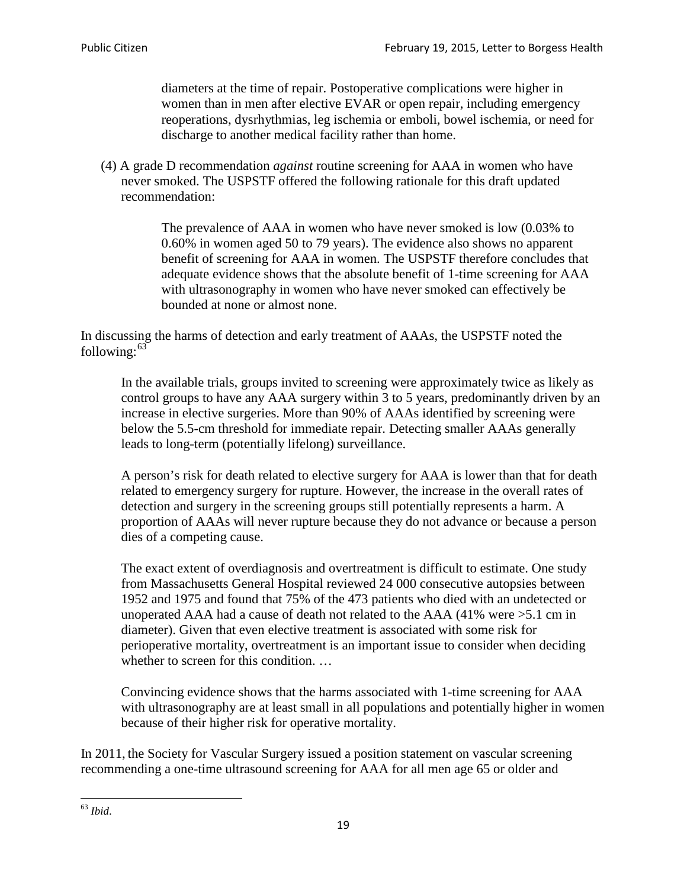> diameters at the time of repair. Postoperative complications were higher in women than in men after elective EVAR or open repair, including emergency reoperations, dysrhythmias, leg ischemia or emboli, bowel ischemia, or need for discharge to another medical facility rather than home.

(4) A grade D recommendation *against* routine screening for AAA in women who have never smoked. The USPSTF offered the following rationale for this draft updated recommendation:

> The prevalence of AAA in women who have never smoked is low (0.03% to 0.60% in women aged 50 to 79 years). The evidence also shows no apparent benefit of screening for AAA in women. The USPSTF therefore concludes that adequate evidence shows that the absolute benefit of 1-time screening for AAA with ultrasonography in women who have never smoked can effectively be bounded at none or almost none.

In discussing the harms of detection and early treatment of AAAs, the USPSTF noted the following:[63]

> In the available trials, groups invited to screening were approximately twice as likely as control groups to have any AAA surgery within 3 to 5 years, predominantly driven by an increase in elective surgeries. More than 90% of AAAs identified by screening were below the 5.5-cm threshold for immediate repair. Detecting smaller AAAs generally leads to long-term (potentially lifelong) surveillance.
>
> A person's risk for death related to elective surgery for AAA is lower than that for death related to emergency surgery for rupture. However, the increase in the overall rates of detection and surgery in the screening groups still potentially represents a harm. A proportion of AAAs will never rupture because they do not advance or because a person dies of a competing cause.
>
> The exact extent of overdiagnosis and overtreatment is difficult to estimate. One study from Massachusetts General Hospital reviewed 24 000 consecutive autopsies between 1952 and 1975 and found that 75% of the 473 patients who died with an undetected or unoperated AAA had a cause of death not related to the AAA (41% were >5.1 cm in diameter). Given that even elective treatment is associated with some risk for perioperative mortality, overtreatment is an important issue to consider when deciding whether to screen for this condition. …
>
> Convincing evidence shows that the harms associated with 1-time screening for AAA with ultrasonography are at least small in all populations and potentially higher in women because of their higher risk for operative mortality.

In 2011, the Society for Vascular Surgery issued a position statement on vascular screening recommending a one-time ultrasound screening for AAA for all men age 65 or older and

[63] *Ibid*.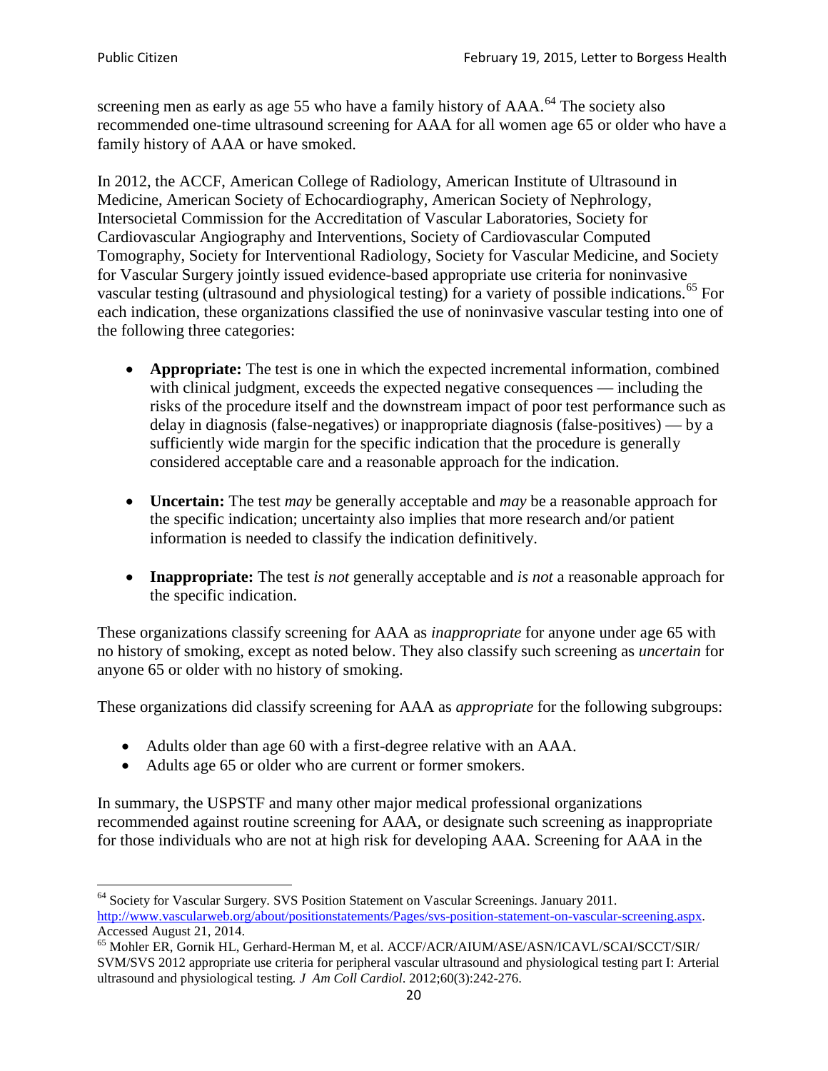screening men as early as age 55 who have a family history of AAA.[64] The society also recommended one-time ultrasound screening for AAA for all women age 65 or older who have a family history of AAA or have smoked.

In 2012, the ACCF, American College of Radiology, American Institute of Ultrasound in Medicine, American Society of Echocardiography, American Society of Nephrology, Intersocietal Commission for the Accreditation of Vascular Laboratories, Society for Cardiovascular Angiography and Interventions, Society of Cardiovascular Computed Tomography, Society for Interventional Radiology, Society for Vascular Medicine, and Society for Vascular Surgery jointly issued evidence-based appropriate use criteria for noninvasive vascular testing (ultrasound and physiological testing) for a variety of possible indications.[65] For each indication, these organizations classified the use of noninvasive vascular testing into one of the following three categories:

- **Appropriate:** The test is one in which the expected incremental information, combined with clinical judgment, exceeds the expected negative consequences — including the risks of the procedure itself and the downstream impact of poor test performance such as delay in diagnosis (false-negatives) or inappropriate diagnosis (false-positives) — by a sufficiently wide margin for the specific indication that the procedure is generally considered acceptable care and a reasonable approach for the indication.

- **Uncertain:** The test *may* be generally acceptable and *may* be a reasonable approach for the specific indication; uncertainty also implies that more research and/or patient information is needed to classify the indication definitively.

- **Inappropriate:** The test *is not* generally acceptable and *is not* a reasonable approach for the specific indication.

These organizations classify screening for AAA as *inappropriate* for anyone under age 65 with no history of smoking, except as noted below. They also classify such screening as *uncertain* for anyone 65 or older with no history of smoking.

These organizations did classify screening for AAA as *appropriate* for the following subgroups:

- Adults older than age 60 with a first-degree relative with an AAA.
- Adults age 65 or older who are current or former smokers.

In summary, the USPSTF and many other major medical professional organizations recommended against routine screening for AAA, or designate such screening as inappropriate for those individuals who are not at high risk for developing AAA. Screening for AAA in the

---

[64] Society for Vascular Surgery. SVS Position Statement on Vascular Screenings. January 2011. http://www.vascularweb.org/about/positionstatements/Pages/svs-position-statement-on-vascular-screening.aspx. Accessed August 21, 2014.

[65] Mohler ER, Gornik HL, Gerhard-Herman M, et al. ACCF/ACR/AIUM/ASE/ASN/ICAVL/SCAI/SCCT/SIR/SVM/SVS 2012 appropriate use criteria for peripheral vascular ultrasound and physiological testing part I: Arterial ultrasound and physiological testing. *J Am Coll Cardiol*. 2012;60(3):242-276.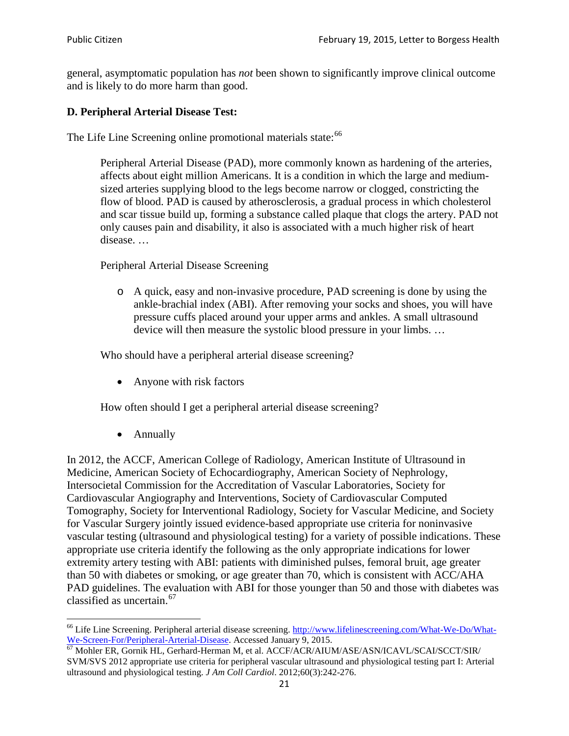general, asymptomatic population has *not* been shown to significantly improve clinical outcome and is likely to do more harm than good.

**D. Peripheral Arterial Disease Test:**

The Life Line Screening online promotional materials state:[66]

> Peripheral Arterial Disease (PAD), more commonly known as hardening of the arteries, affects about eight million Americans. It is a condition in which the large and medium-sized arteries supplying blood to the legs become narrow or clogged, constricting the flow of blood. PAD is caused by atherosclerosis, a gradual process in which cholesterol and scar tissue build up, forming a substance called plaque that clogs the artery. PAD not only causes pain and disability, it also is associated with a much higher risk of heart disease. …
>
> Peripheral Arterial Disease Screening
>
> - A quick, easy and non-invasive procedure, PAD screening is done by using the ankle-brachial index (ABI). After removing your socks and shoes, you will have pressure cuffs placed around your upper arms and ankles. A small ultrasound device will then measure the systolic blood pressure in your limbs. …
>
> Who should have a peripheral arterial disease screening?
>
> - Anyone with risk factors
>
> How often should I get a peripheral arterial disease screening?
>
> - Annually

In 2012, the ACCF, American College of Radiology, American Institute of Ultrasound in Medicine, American Society of Echocardiography, American Society of Nephrology, Intersocietal Commission for the Accreditation of Vascular Laboratories, Society for Cardiovascular Angiography and Interventions, Society of Cardiovascular Computed Tomography, Society for Interventional Radiology, Society for Vascular Medicine, and Society for Vascular Surgery jointly issued evidence-based appropriate use criteria for noninvasive vascular testing (ultrasound and physiological testing) for a variety of possible indications. These appropriate use criteria identify the following as the only appropriate indications for lower extremity artery testing with ABI: patients with diminished pulses, femoral bruit, age greater than 50 with diabetes or smoking, or age greater than 70, which is consistent with ACC/AHA PAD guidelines. The evaluation with ABI for those younger than 50 and those with diabetes was classified as uncertain.[67]

---

[66] Life Line Screening. Peripheral arterial disease screening. [http://www.lifelinescreening.com/What-We-Do/What-We-Screen-For/Peripheral-Arterial-Disease](http://www.lifelinescreening.com/What-We-Do/What-We-Screen-For/Peripheral-Arterial-Disease). Accessed January 9, 2015.

[67] Mohler ER, Gornik HL, Gerhard-Herman M, et al. ACCF/ACR/AIUM/ASE/ASN/ICAVL/SCAI/SCCT/SIR/SVM/SVS 2012 appropriate use criteria for peripheral vascular ultrasound and physiological testing part I: Arterial ultrasound and physiological testing. *J Am Coll Cardiol*. 2012;60(3):242-276.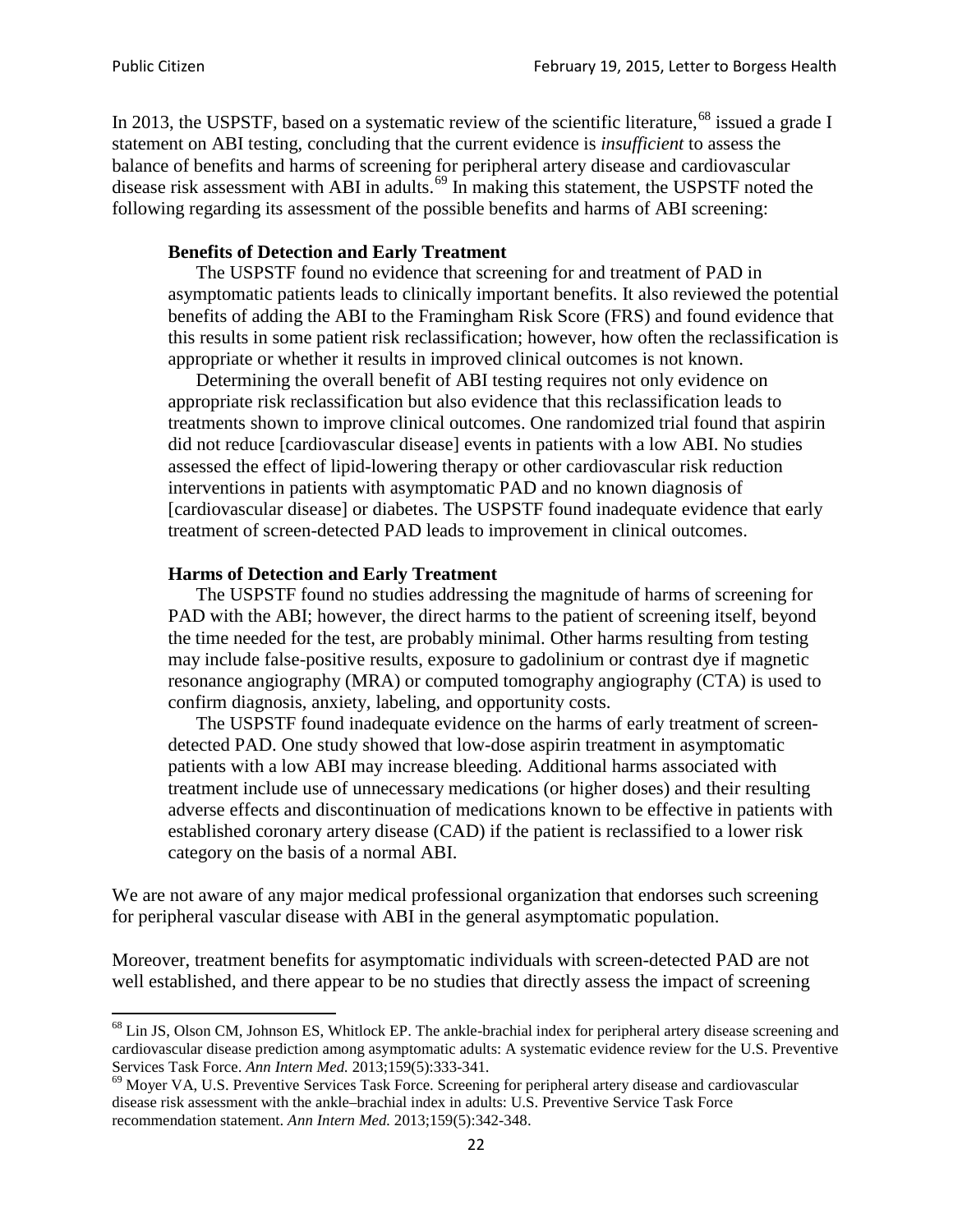In 2013, the USPSTF, based on a systematic review of the scientific literature,[68] issued a grade I statement on ABI testing, concluding that the current evidence is *insufficient* to assess the balance of benefits and harms of screening for peripheral artery disease and cardiovascular disease risk assessment with ABI in adults.[69] In making this statement, the USPSTF noted the following regarding its assessment of the possible benefits and harms of ABI screening:

> **Benefits of Detection and Early Treatment**
>
> The USPSTF found no evidence that screening for and treatment of PAD in asymptomatic patients leads to clinically important benefits. It also reviewed the potential benefits of adding the ABI to the Framingham Risk Score (FRS) and found evidence that this results in some patient risk reclassification; however, how often the reclassification is appropriate or whether it results in improved clinical outcomes is not known.
>
> Determining the overall benefit of ABI testing requires not only evidence on appropriate risk reclassification but also evidence that this reclassification leads to treatments shown to improve clinical outcomes. One randomized trial found that aspirin did not reduce [cardiovascular disease] events in patients with a low ABI. No studies assessed the effect of lipid-lowering therapy or other cardiovascular risk reduction interventions in patients with asymptomatic PAD and no known diagnosis of [cardiovascular disease] or diabetes. The USPSTF found inadequate evidence that early treatment of screen-detected PAD leads to improvement in clinical outcomes.
>
> **Harms of Detection and Early Treatment**
>
> The USPSTF found no studies addressing the magnitude of harms of screening for PAD with the ABI; however, the direct harms to the patient of screening itself, beyond the time needed for the test, are probably minimal. Other harms resulting from testing may include false-positive results, exposure to gadolinium or contrast dye if magnetic resonance angiography (MRA) or computed tomography angiography (CTA) is used to confirm diagnosis, anxiety, labeling, and opportunity costs.
>
> The USPSTF found inadequate evidence on the harms of early treatment of screen-detected PAD. One study showed that low-dose aspirin treatment in asymptomatic patients with a low ABI may increase bleeding. Additional harms associated with treatment include use of unnecessary medications (or higher doses) and their resulting adverse effects and discontinuation of medications known to be effective in patients with established coronary artery disease (CAD) if the patient is reclassified to a lower risk category on the basis of a normal ABI.

We are not aware of any major medical professional organization that endorses such screening for peripheral vascular disease with ABI in the general asymptomatic population.

Moreover, treatment benefits for asymptomatic individuals with screen-detected PAD are not well established, and there appear to be no studies that directly assess the impact of screening

---

[68] Lin JS, Olson CM, Johnson ES, Whitlock EP. The ankle-brachial index for peripheral artery disease screening and cardiovascular disease prediction among asymptomatic adults: A systematic evidence review for the U.S. Preventive Services Task Force. *Ann Intern Med.* 2013;159(5):333-341.

[69] Moyer VA, U.S. Preventive Services Task Force. Screening for peripheral artery disease and cardiovascular disease risk assessment with the ankle–brachial index in adults: U.S. Preventive Service Task Force recommendation statement. *Ann Intern Med.* 2013;159(5):342-348.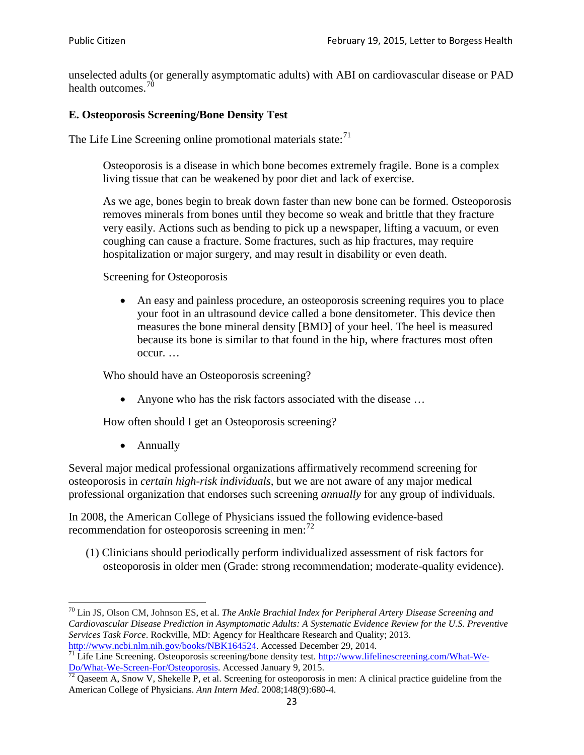unselected adults (or generally asymptomatic adults) with ABI on cardiovascular disease or PAD health outcomes.[70]

### E. Osteoporosis Screening/Bone Density Test

The Life Line Screening online promotional materials state:[71]

> Osteoporosis is a disease in which bone becomes extremely fragile. Bone is a complex living tissue that can be weakened by poor diet and lack of exercise.
>
> As we age, bones begin to break down faster than new bone can be formed. Osteoporosis removes minerals from bones until they become so weak and brittle that they fracture very easily. Actions such as bending to pick up a newspaper, lifting a vacuum, or even coughing can cause a fracture. Some fractures, such as hip fractures, may require hospitalization or major surgery, and may result in disability or even death.
>
> Screening for Osteoporosis
>
> - An easy and painless procedure, an osteoporosis screening requires you to place your foot in an ultrasound device called a bone densitometer. This device then measures the bone mineral density [BMD] of your heel. The heel is measured because its bone is similar to that found in the hip, where fractures most often occur. …
>
> Who should have an Osteoporosis screening?
>
> - Anyone who has the risk factors associated with the disease …
>
> How often should I get an Osteoporosis screening?
>
> - Annually

Several major medical professional organizations affirmatively recommend screening for osteoporosis in *certain high-risk individuals*, but we are not aware of any major medical professional organization that endorses such screening *annually* for any group of individuals.

In 2008, the American College of Physicians issued the following evidence-based recommendation for osteoporosis screening in men:[72]

> (1) Clinicians should periodically perform individualized assessment of risk factors for osteoporosis in older men (Grade: strong recommendation; moderate-quality evidence).

---

[70] Lin JS, Olson CM, Johnson ES, et al. *The Ankle Brachial Index for Peripheral Artery Disease Screening and Cardiovascular Disease Prediction in Asymptomatic Adults: A Systematic Evidence Review for the U.S. Preventive Services Task Force*. Rockville, MD: Agency for Healthcare Research and Quality; 2013. http://www.ncbi.nlm.nih.gov/books/NBK164524. Accessed December 29, 2014.

[71] Life Line Screening. Osteoporosis screening/bone density test. http://www.lifelinescreening.com/What-We-Do/What-We-Screen-For/Osteoporosis. Accessed January 9, 2015.

[72] Qaseem A, Snow V, Shekelle P, et al. Screening for osteoporosis in men: A clinical practice guideline from the American College of Physicians. *Ann Intern Med*. 2008;148(9):680-4.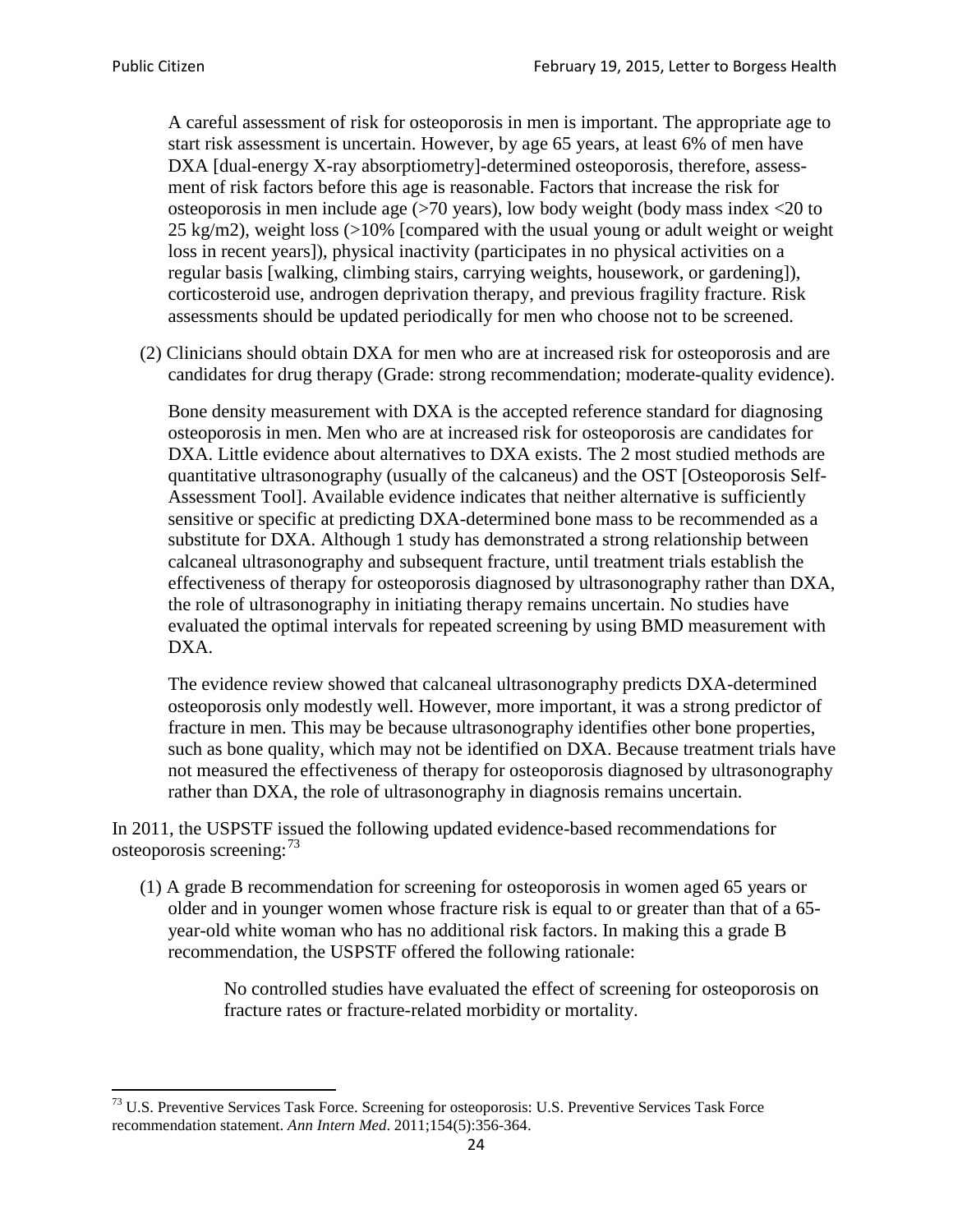A careful assessment of risk for osteoporosis in men is important. The appropriate age to start risk assessment is uncertain. However, by age 65 years, at least 6% of men have DXA [dual-energy X-ray absorptiometry]-determined osteoporosis, therefore, assessment of risk factors before this age is reasonable. Factors that increase the risk for osteoporosis in men include age (>70 years), low body weight (body mass index <20 to 25 kg/m2), weight loss (>10% [compared with the usual young or adult weight or weight loss in recent years]), physical inactivity (participates in no physical activities on a regular basis [walking, climbing stairs, carrying weights, housework, or gardening]), corticosteroid use, androgen deprivation therapy, and previous fragility fracture. Risk assessments should be updated periodically for men who choose not to be screened.

(2) Clinicians should obtain DXA for men who are at increased risk for osteoporosis and are candidates for drug therapy (Grade: strong recommendation; moderate-quality evidence).

Bone density measurement with DXA is the accepted reference standard for diagnosing osteoporosis in men. Men who are at increased risk for osteoporosis are candidates for DXA. Little evidence about alternatives to DXA exists. The 2 most studied methods are quantitative ultrasonography (usually of the calcaneus) and the OST [Osteoporosis Self-Assessment Tool]. Available evidence indicates that neither alternative is sufficiently sensitive or specific at predicting DXA-determined bone mass to be recommended as a substitute for DXA. Although 1 study has demonstrated a strong relationship between calcaneal ultrasonography and subsequent fracture, until treatment trials establish the effectiveness of therapy for osteoporosis diagnosed by ultrasonography rather than DXA, the role of ultrasonography in initiating therapy remains uncertain. No studies have evaluated the optimal intervals for repeated screening by using BMD measurement with DXA.

The evidence review showed that calcaneal ultrasonography predicts DXA-determined osteoporosis only modestly well. However, more important, it was a strong predictor of fracture in men. This may be because ultrasonography identifies other bone properties, such as bone quality, which may not be identified on DXA. Because treatment trials have not measured the effectiveness of therapy for osteoporosis diagnosed by ultrasonography rather than DXA, the role of ultrasonography in diagnosis remains uncertain.

In 2011, the USPSTF issued the following updated evidence-based recommendations for osteoporosis screening:[73]

(1) A grade B recommendation for screening for osteoporosis in women aged 65 years or older and in younger women whose fracture risk is equal to or greater than that of a 65-year-old white woman who has no additional risk factors. In making this a grade B recommendation, the USPSTF offered the following rationale:

> No controlled studies have evaluated the effect of screening for osteoporosis on fracture rates or fracture-related morbidity or mortality.

[73] U.S. Preventive Services Task Force. Screening for osteoporosis: U.S. Preventive Services Task Force recommendation statement. *Ann Intern Med*. 2011;154(5):356-364.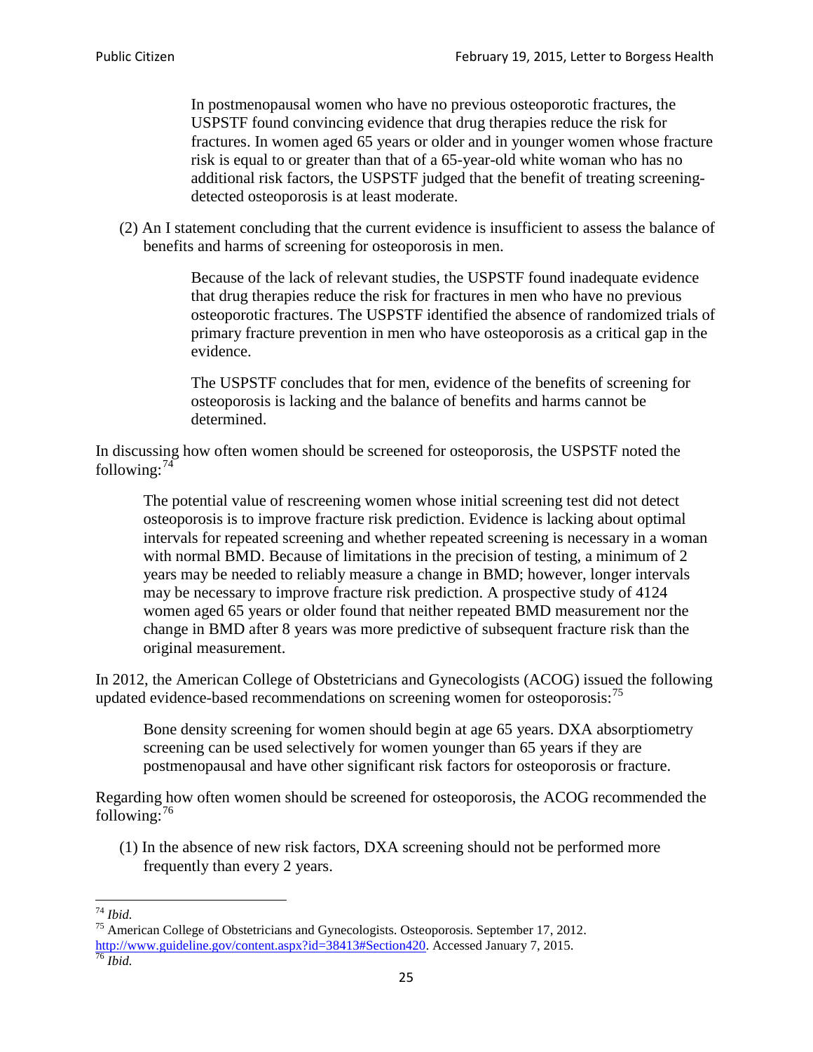> In postmenopausal women who have no previous osteoporotic fractures, the USPSTF found convincing evidence that drug therapies reduce the risk for fractures. In women aged 65 years or older and in younger women whose fracture risk is equal to or greater than that of a 65-year-old white woman who has no additional risk factors, the USPSTF judged that the benefit of treating screening-detected osteoporosis is at least moderate.

(2) An I statement concluding that the current evidence is insufficient to assess the balance of benefits and harms of screening for osteoporosis in men.

> Because of the lack of relevant studies, the USPSTF found inadequate evidence that drug therapies reduce the risk for fractures in men who have no previous osteoporotic fractures. The USPSTF identified the absence of randomized trials of primary fracture prevention in men who have osteoporosis as a critical gap in the evidence.
>
> The USPSTF concludes that for men, evidence of the benefits of screening for osteoporosis is lacking and the balance of benefits and harms cannot be determined.

In discussing how often women should be screened for osteoporosis, the USPSTF noted the following:[74]

> The potential value of rescreening women whose initial screening test did not detect osteoporosis is to improve fracture risk prediction. Evidence is lacking about optimal intervals for repeated screening and whether repeated screening is necessary in a woman with normal BMD. Because of limitations in the precision of testing, a minimum of 2 years may be needed to reliably measure a change in BMD; however, longer intervals may be necessary to improve fracture risk prediction. A prospective study of 4124 women aged 65 years or older found that neither repeated BMD measurement nor the change in BMD after 8 years was more predictive of subsequent fracture risk than the original measurement.

In 2012, the American College of Obstetricians and Gynecologists (ACOG) issued the following updated evidence-based recommendations on screening women for osteoporosis:[75]

> Bone density screening for women should begin at age 65 years. DXA absorptiometry screening can be used selectively for women younger than 65 years if they are postmenopausal and have other significant risk factors for osteoporosis or fracture.

Regarding how often women should be screened for osteoporosis, the ACOG recommended the following:[76]

(1) In the absence of new risk factors, DXA screening should not be performed more frequently than every 2 years.

---

[74] *Ibid.*

[75] American College of Obstetricians and Gynecologists. Osteoporosis. September 17, 2012. http://www.guideline.gov/content.aspx?id=38413#Section420. Accessed January 7, 2015.

[76] *Ibid.*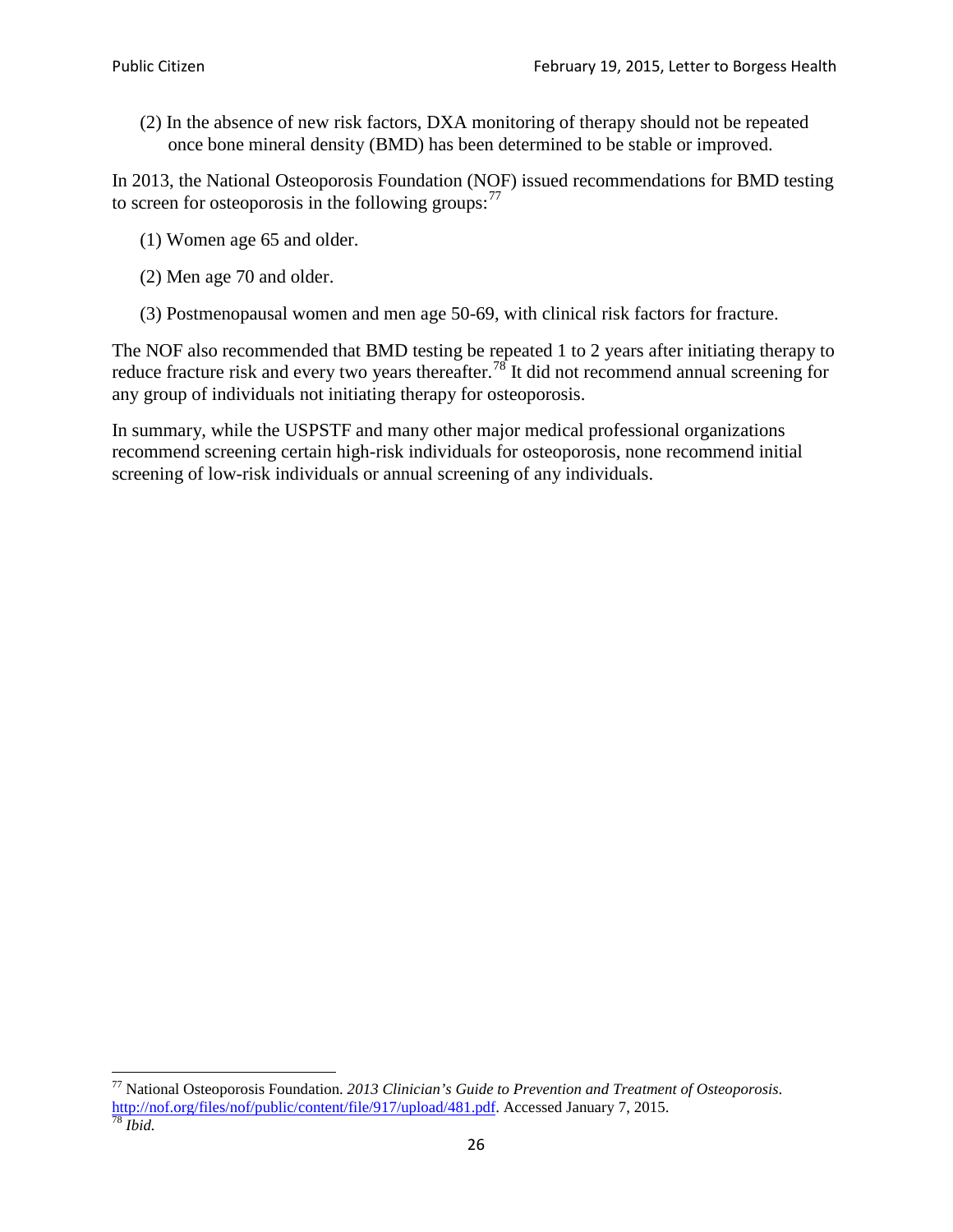(2) In the absence of new risk factors, DXA monitoring of therapy should not be repeated once bone mineral density (BMD) has been determined to be stable or improved.

In 2013, the National Osteoporosis Foundation (NOF) issued recommendations for BMD testing to screen for osteoporosis in the following groups:[77]

(1) Women age 65 and older.

(2) Men age 70 and older.

(3) Postmenopausal women and men age 50-69, with clinical risk factors for fracture.

The NOF also recommended that BMD testing be repeated 1 to 2 years after initiating therapy to reduce fracture risk and every two years thereafter.[78] It did not recommend annual screening for any group of individuals not initiating therapy for osteoporosis.

In summary, while the USPSTF and many other major medical professional organizations recommend screening certain high-risk individuals for osteoporosis, none recommend initial screening of low-risk individuals or annual screening of any individuals.

---

[77] National Osteoporosis Foundation. *2013 Clinician's Guide to Prevention and Treatment of Osteoporosis.* http://nof.org/files/nof/public/content/file/917/upload/481.pdf. Accessed January 7, 2015.

[78] *Ibid.*